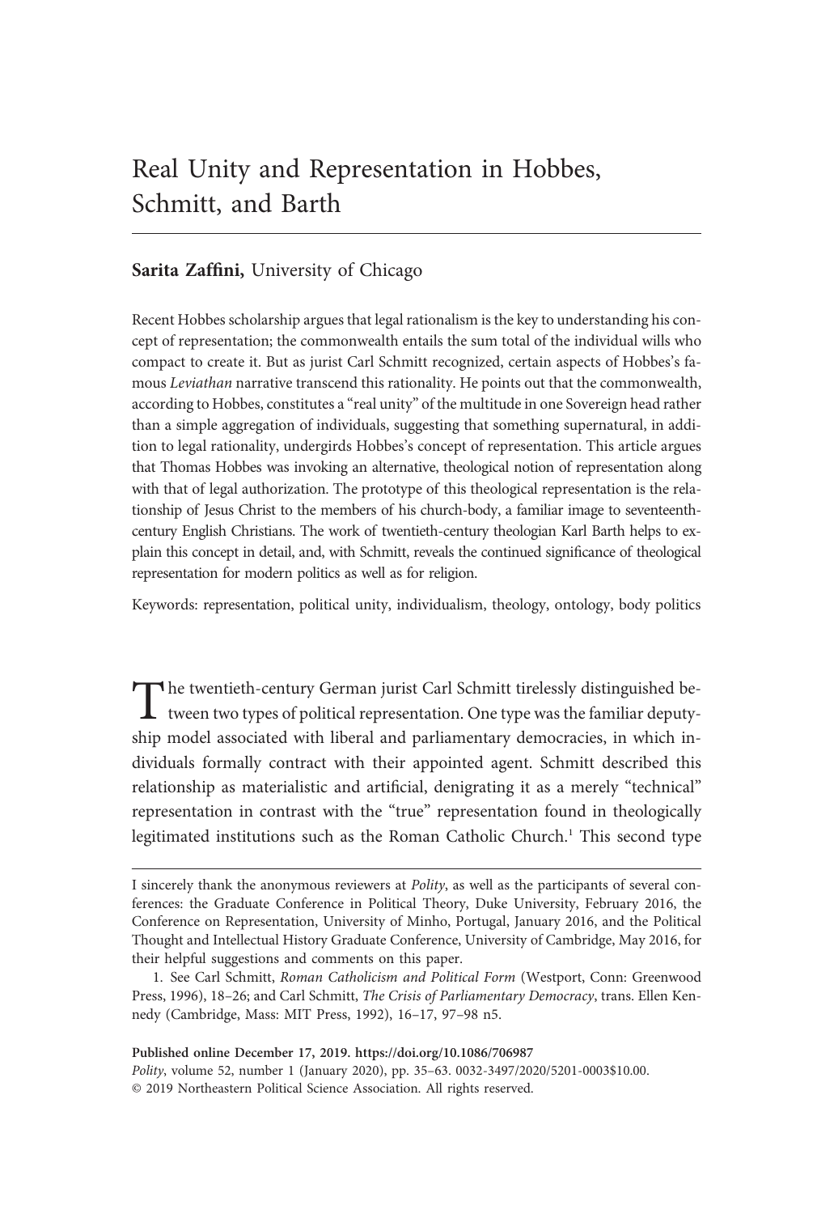# Real Unity and Representation in Hobbes, Schmitt, and Barth

**Sarita Zaffini,** University of Chicago

Recent Hobbes scholarship argues that legal rationalism is the key to understanding his concept of representation; the commonwealth entails the sum total of the individual wills who compact to create it. But as jurist Carl Schmitt recognized, certain aspects of Hobbes's famous *Leviathan* narrative transcend this rationality. He points out that the commonwealth, according to Hobbes, constitutes a "real unity" of the multitude in one Sovereign head rather than a simple aggregation of individuals, suggesting that something supernatural, in addition to legal rationality, undergirds Hobbes's concept of representation. This article argues that Thomas Hobbes was invoking an alternative, theological notion of representation along with that of legal authorization. The prototype of this theological representation is the relationship of Jesus Christ to the members of his church-body, a familiar image to seventeenth-century English Christians. The work of twentieth-century theologian Karl Barth helps to explain this concept in detail, and, with Schmitt, reveals the continued significance of theological representation for modern politics as well as for religion.

Keywords: representation, political unity, individualism, theology, ontology, body politics

The twentieth-century German jurist Carl Schmitt tirelessly distinguished between two types of political representation. One type was the familiar deputyship model associated with liberal and parliamentary democracies, in which individuals formally contract with their appointed agent. Schmitt described this relationship as materialistic and artificial, denigrating it as a merely "technical" representation in contrast with the "true" representation found in theologically legitimated institutions such as the Roman Catholic Church.[1] This second type

---

I sincerely thank the anonymous reviewers at *Polity*, as well as the participants of several conferences: the Graduate Conference in Political Theory, Duke University, February 2016, the Conference on Representation, University of Minho, Portugal, January 2016, and the Political Thought and Intellectual History Graduate Conference, University of Cambridge, May 2016, for their helpful suggestions and comments on this paper.

1. See Carl Schmitt, *Roman Catholicism and Political Form* (Westport, Conn: Greenwood Press, 1996), 18–26; and Carl Schmitt, *The Crisis of Parliamentary Democracy*, trans. Ellen Kennedy (Cambridge, Mass: MIT Press, 1992), 16–17, 97–98 n5.

**Published online December 17, 2019. https://doi.org/10.1086/706987**

*Polity*, volume 52, number 1 (January 2020), pp. 35–63. 0032-3497/2020/5201-0003$10.00.
© 2019 Northeastern Political Science Association. All rights reserved.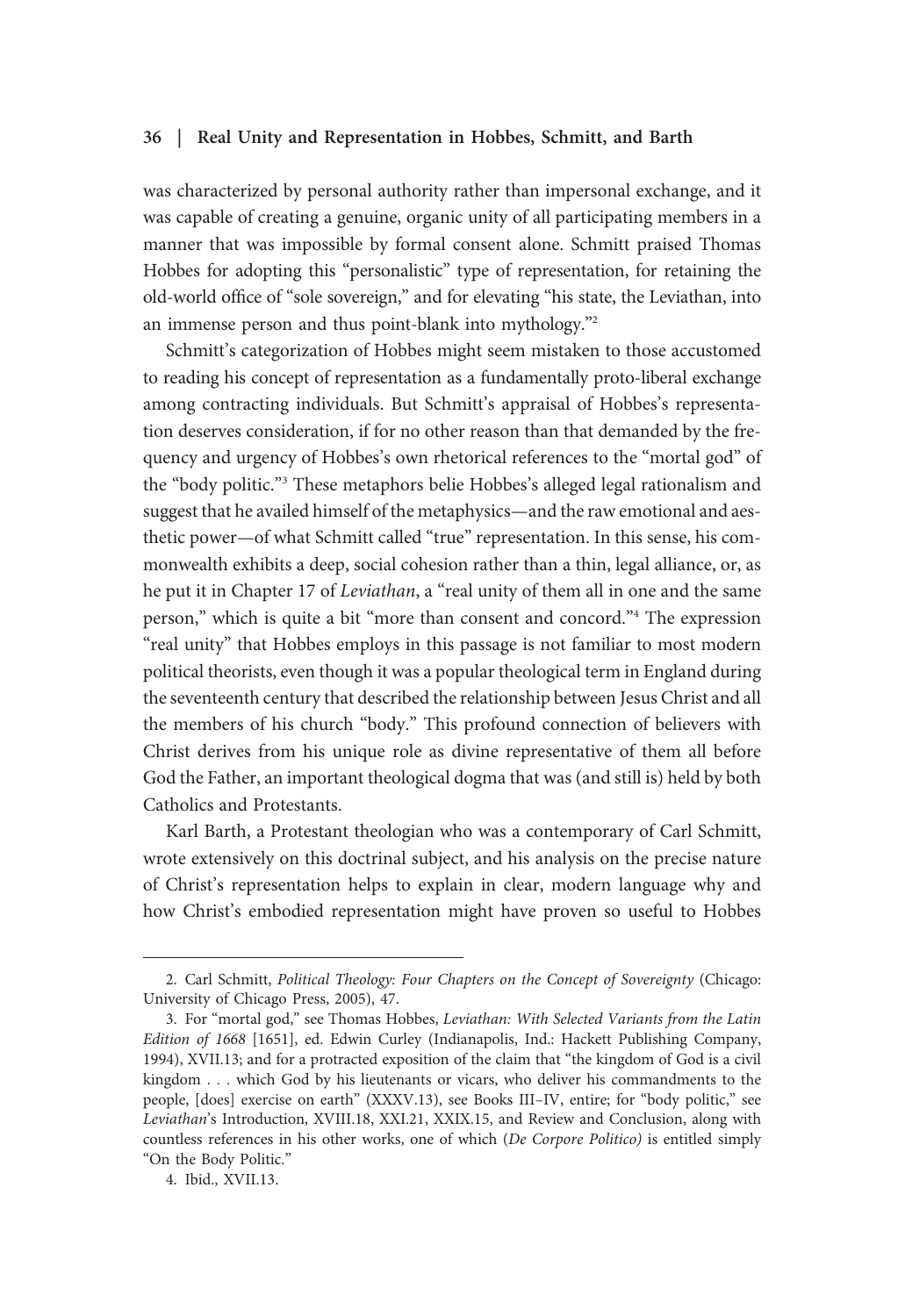was characterized by personal authority rather than impersonal exchange, and it was capable of creating a genuine, organic unity of all participating members in a manner that was impossible by formal consent alone. Schmitt praised Thomas Hobbes for adopting this "personalistic" type of representation, for retaining the old-world office of "sole sovereign," and for elevating "his state, the Leviathan, into an immense person and thus point-blank into mythology."[2]

Schmitt's categorization of Hobbes might seem mistaken to those accustomed to reading his concept of representation as a fundamentally proto-liberal exchange among contracting individuals. But Schmitt's appraisal of Hobbes's representation deserves consideration, if for no other reason than that demanded by the frequency and urgency of Hobbes's own rhetorical references to the "mortal god" of the "body politic."[3] These metaphors belie Hobbes's alleged legal rationalism and suggest that he availed himself of the metaphysics—and the raw emotional and aesthetic power—of what Schmitt called "true" representation. In this sense, his commonwealth exhibits a deep, social cohesion rather than a thin, legal alliance, or, as he put it in Chapter 17 of *Leviathan*, a "real unity of them all in one and the same person," which is quite a bit "more than consent and concord."[4] The expression "real unity" that Hobbes employs in this passage is not familiar to most modern political theorists, even though it was a popular theological term in England during the seventeenth century that described the relationship between Jesus Christ and all the members of his church "body." This profound connection of believers with Christ derives from his unique role as divine representative of them all before God the Father, an important theological dogma that was (and still is) held by both Catholics and Protestants.

Karl Barth, a Protestant theologian who was a contemporary of Carl Schmitt, wrote extensively on this doctrinal subject, and his analysis on the precise nature of Christ's representation helps to explain in clear, modern language why and how Christ's embodied representation might have proven so useful to Hobbes

---

2. Carl Schmitt, *Political Theology: Four Chapters on the Concept of Sovereignty* (Chicago: University of Chicago Press, 2005), 47.

3. For "mortal god," see Thomas Hobbes, *Leviathan: With Selected Variants from the Latin Edition of 1668* [1651], ed. Edwin Curley (Indianapolis, Ind.: Hackett Publishing Company, 1994), XVII.13; and for a protracted exposition of the claim that "the kingdom of God is a civil kingdom . . . which God by his lieutenants or vicars, who deliver his commandments to the people, [does] exercise on earth" (XXXV.13), see Books III–IV, entire; for "body politic," see *Leviathan*'s Introduction, XVIII.18, XXI.21, XXIX.15, and Review and Conclusion, along with countless references in his other works, one of which (*De Corpore Politico)* is entitled simply "On the Body Politic."

4. Ibid., XVII.13.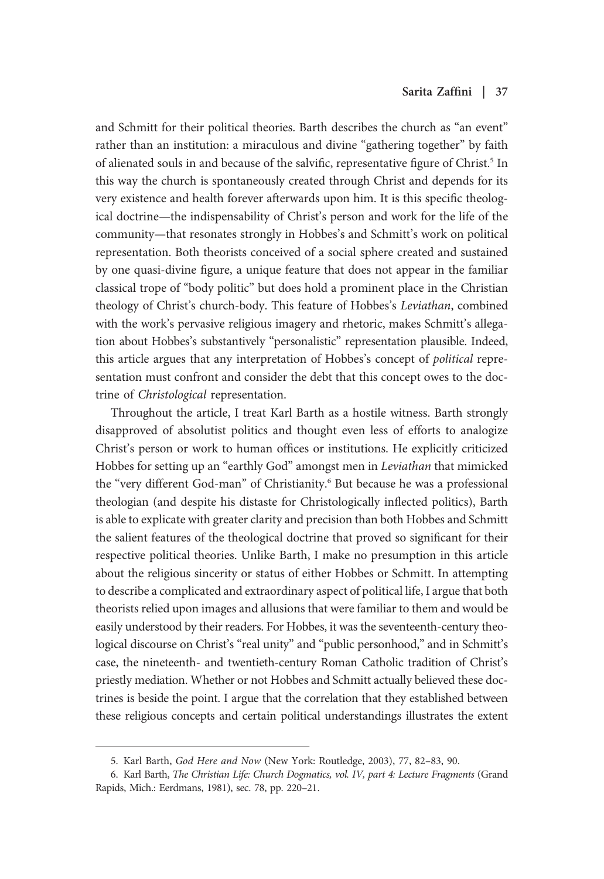and Schmitt for their political theories. Barth describes the church as "an event" rather than an institution: a miraculous and divine "gathering together" by faith of alienated souls in and because of the salvific, representative figure of Christ.[5] In this way the church is spontaneously created through Christ and depends for its very existence and health forever afterwards upon him. It is this specific theological doctrine—the indispensability of Christ's person and work for the life of the community—that resonates strongly in Hobbes's and Schmitt's work on political representation. Both theorists conceived of a social sphere created and sustained by one quasi-divine figure, a unique feature that does not appear in the familiar classical trope of "body politic" but does hold a prominent place in the Christian theology of Christ's church-body. This feature of Hobbes's *Leviathan*, combined with the work's pervasive religious imagery and rhetoric, makes Schmitt's allegation about Hobbes's substantively "personalistic" representation plausible. Indeed, this article argues that any interpretation of Hobbes's concept of *political* representation must confront and consider the debt that this concept owes to the doctrine of *Christological* representation.

Throughout the article, I treat Karl Barth as a hostile witness. Barth strongly disapproved of absolutist politics and thought even less of efforts to analogize Christ's person or work to human offices or institutions. He explicitly criticized Hobbes for setting up an "earthly God" amongst men in *Leviathan* that mimicked the "very different God-man" of Christianity.[6] But because he was a professional theologian (and despite his distaste for Christologically inflected politics), Barth is able to explicate with greater clarity and precision than both Hobbes and Schmitt the salient features of the theological doctrine that proved so significant for their respective political theories. Unlike Barth, I make no presumption in this article about the religious sincerity or status of either Hobbes or Schmitt. In attempting to describe a complicated and extraordinary aspect of political life, I argue that both theorists relied upon images and allusions that were familiar to them and would be easily understood by their readers. For Hobbes, it was the seventeenth-century theological discourse on Christ's "real unity" and "public personhood," and in Schmitt's case, the nineteenth- and twentieth-century Roman Catholic tradition of Christ's priestly mediation. Whether or not Hobbes and Schmitt actually believed these doctrines is beside the point. I argue that the correlation that they established between these religious concepts and certain political understandings illustrates the extent

---

5. Karl Barth, *God Here and Now* (New York: Routledge, 2003), 77, 82–83, 90.

6. Karl Barth, *The Christian Life: Church Dogmatics, vol. IV, part 4: Lecture Fragments* (Grand Rapids, Mich.: Eerdmans, 1981), sec. 78, pp. 220–21.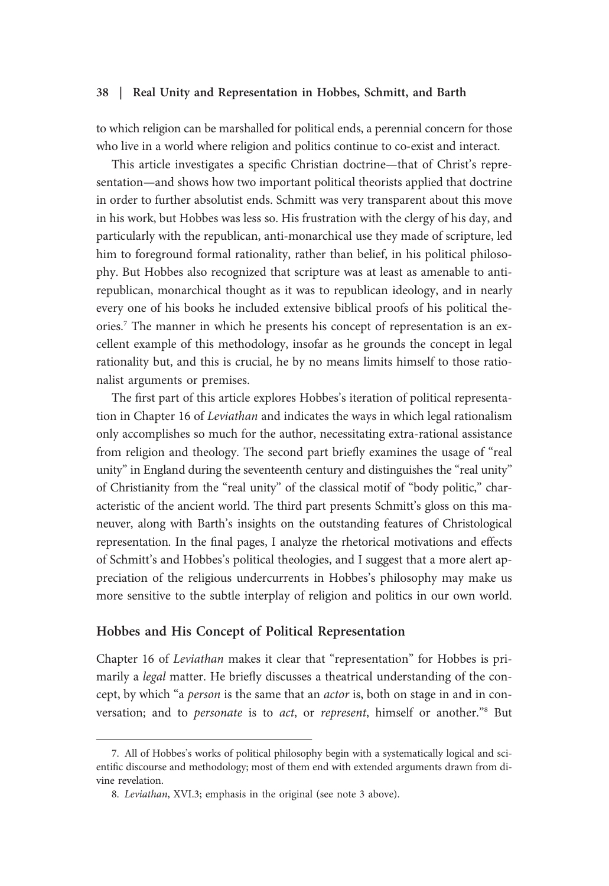to which religion can be marshalled for political ends, a perennial concern for those who live in a world where religion and politics continue to co-exist and interact.

This article investigates a specific Christian doctrine—that of Christ's representation—and shows how two important political theorists applied that doctrine in order to further absolutist ends. Schmitt was very transparent about this move in his work, but Hobbes was less so. His frustration with the clergy of his day, and particularly with the republican, anti-monarchical use they made of scripture, led him to foreground formal rationality, rather than belief, in his political philosophy. But Hobbes also recognized that scripture was at least as amenable to anti-republican, monarchical thought as it was to republican ideology, and in nearly every one of his books he included extensive biblical proofs of his political theories.[7] The manner in which he presents his concept of representation is an excellent example of this methodology, insofar as he grounds the concept in legal rationality but, and this is crucial, he by no means limits himself to those rationalist arguments or premises.

The first part of this article explores Hobbes's iteration of political representation in Chapter 16 of *Leviathan* and indicates the ways in which legal rationalism only accomplishes so much for the author, necessitating extra-rational assistance from religion and theology. The second part briefly examines the usage of "real unity" in England during the seventeenth century and distinguishes the "real unity" of Christianity from the "real unity" of the classical motif of "body politic," characteristic of the ancient world. The third part presents Schmitt's gloss on this maneuver, along with Barth's insights on the outstanding features of Christological representation. In the final pages, I analyze the rhetorical motivations and effects of Schmitt's and Hobbes's political theologies, and I suggest that a more alert appreciation of the religious undercurrents in Hobbes's philosophy may make us more sensitive to the subtle interplay of religion and politics in our own world.

## Hobbes and His Concept of Political Representation

Chapter 16 of *Leviathan* makes it clear that "representation" for Hobbes is primarily a *legal* matter. He briefly discusses a theatrical understanding of the concept, by which "a *person* is the same that an *actor* is, both on stage in and in conversation; and to *personate* is to *act*, or *represent*, himself or another."[8] But

---

7. All of Hobbes's works of political philosophy begin with a systematically logical and scientific discourse and methodology; most of them end with extended arguments drawn from divine revelation.

8. *Leviathan*, XVI.3; emphasis in the original (see note 3 above).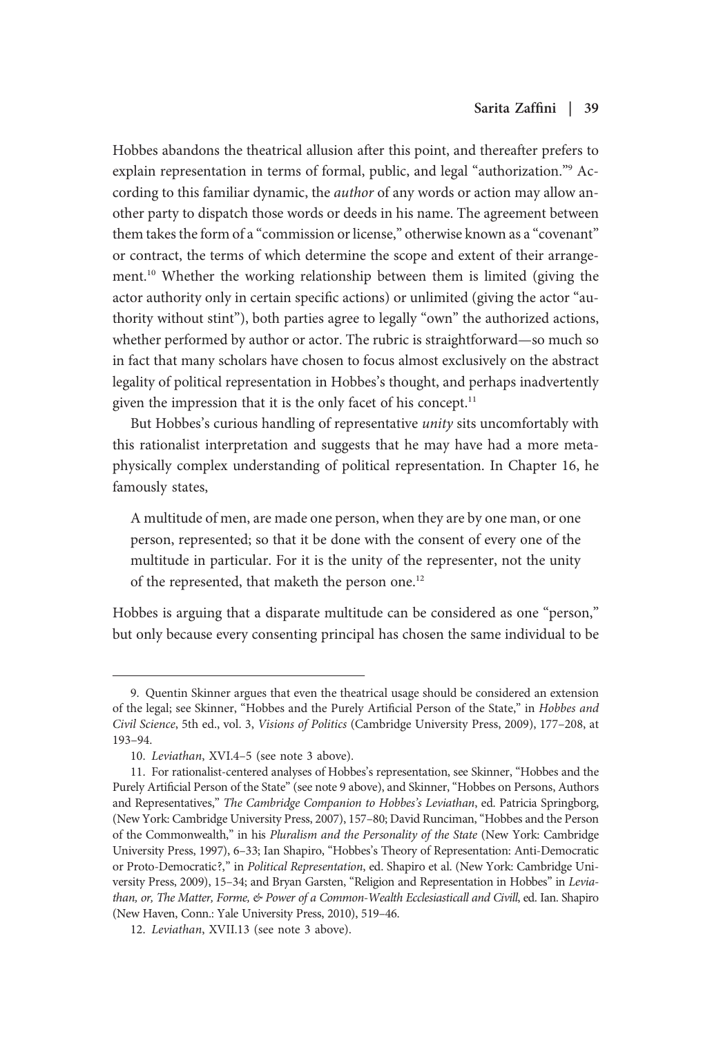Hobbes abandons the theatrical allusion after this point, and thereafter prefers to explain representation in terms of formal, public, and legal "authorization."[9] According to this familiar dynamic, the *author* of any words or action may allow another party to dispatch those words or deeds in his name. The agreement between them takes the form of a "commission or license," otherwise known as a "covenant" or contract, the terms of which determine the scope and extent of their arrangement.[10] Whether the working relationship between them is limited (giving the actor authority only in certain specific actions) or unlimited (giving the actor "authority without stint"), both parties agree to legally "own" the authorized actions, whether performed by author or actor. The rubric is straightforward—so much so in fact that many scholars have chosen to focus almost exclusively on the abstract legality of political representation in Hobbes's thought, and perhaps inadvertently given the impression that it is the only facet of his concept.[11]

But Hobbes's curious handling of representative *unity* sits uncomfortably with this rationalist interpretation and suggests that he may have had a more metaphysically complex understanding of political representation. In Chapter 16, he famously states,

> A multitude of men, are made one person, when they are by one man, or one person, represented; so that it be done with the consent of every one of the multitude in particular. For it is the unity of the representer, not the unity of the represented, that maketh the person one.[12]

Hobbes is arguing that a disparate multitude can be considered as one "person," but only because every consenting principal has chosen the same individual to be

---

9. Quentin Skinner argues that even the theatrical usage should be considered an extension of the legal; see Skinner, "Hobbes and the Purely Artificial Person of the State," in *Hobbes and Civil Science*, 5th ed., vol. 3, *Visions of Politics* (Cambridge University Press, 2009), 177–208, at 193–94.

10. *Leviathan*, XVI.4–5 (see note 3 above).

11. For rationalist-centered analyses of Hobbes's representation, see Skinner, "Hobbes and the Purely Artificial Person of the State" (see note 9 above), and Skinner, "Hobbes on Persons, Authors and Representatives," *The Cambridge Companion to Hobbes's Leviathan*, ed. Patricia Springborg, (New York: Cambridge University Press, 2007), 157–80; David Runciman, "Hobbes and the Person of the Commonwealth," in his *Pluralism and the Personality of the State* (New York: Cambridge University Press, 1997), 6–33; Ian Shapiro, "Hobbes's Theory of Representation: Anti-Democratic or Proto-Democratic?," in *Political Representation*, ed. Shapiro et al. (New York: Cambridge University Press, 2009), 15–34; and Bryan Garsten, "Religion and Representation in Hobbes" in *Leviathan, or, The Matter, Forme, & Power of a Common-Wealth Ecclesiasticall and Civill*, ed. Ian. Shapiro (New Haven, Conn.: Yale University Press, 2010), 519–46.

12. *Leviathan*, XVII.13 (see note 3 above).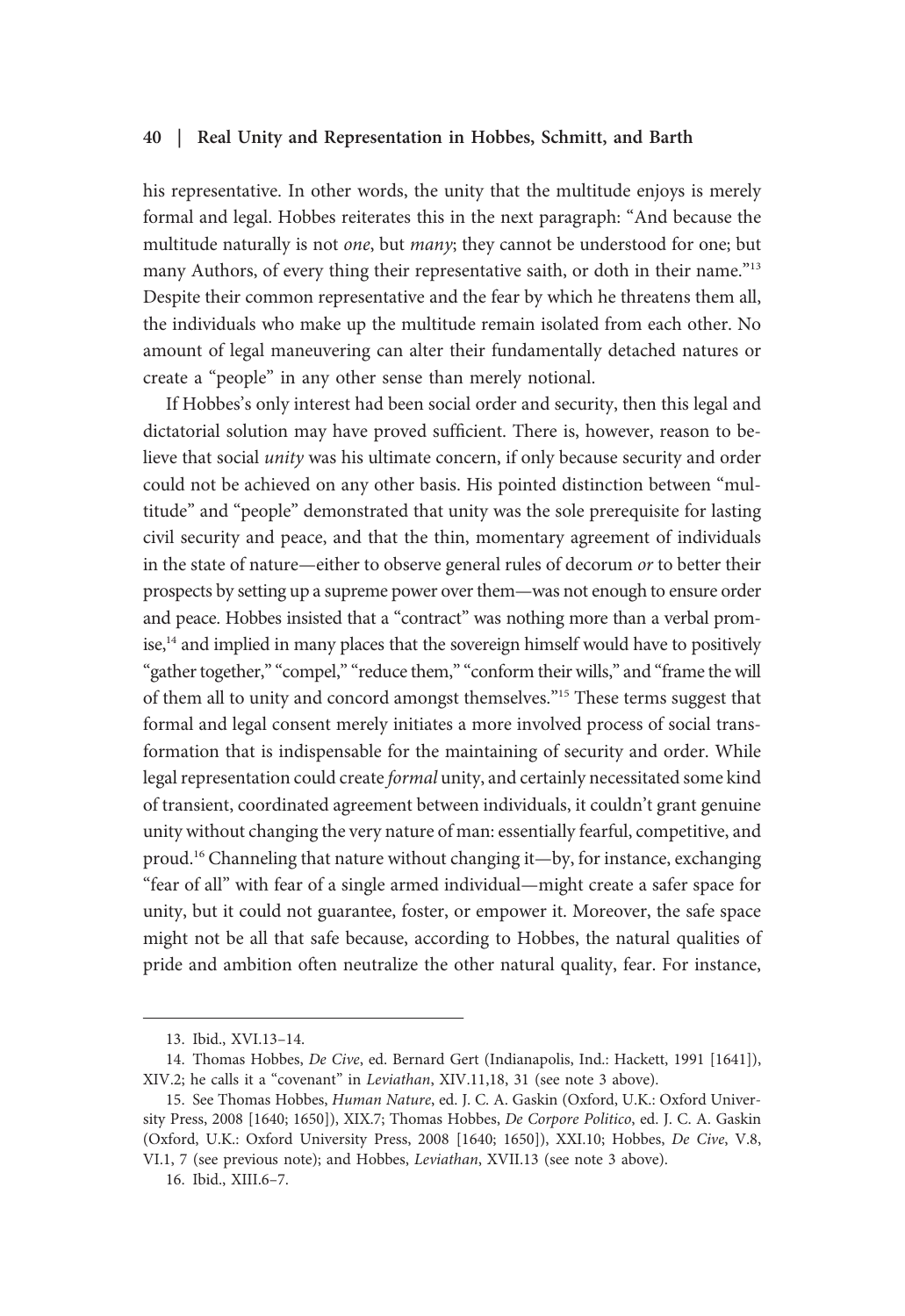his representative. In other words, the unity that the multitude enjoys is merely formal and legal. Hobbes reiterates this in the next paragraph: "And because the multitude naturally is not *one*, but *many*; they cannot be understood for one; but many Authors, of every thing their representative saith, or doth in their name."[13] Despite their common representative and the fear by which he threatens them all, the individuals who make up the multitude remain isolated from each other. No amount of legal maneuvering can alter their fundamentally detached natures or create a "people" in any other sense than merely notional.

If Hobbes's only interest had been social order and security, then this legal and dictatorial solution may have proved sufficient. There is, however, reason to believe that social *unity* was his ultimate concern, if only because security and order could not be achieved on any other basis. His pointed distinction between "multitude" and "people" demonstrated that unity was the sole prerequisite for lasting civil security and peace, and that the thin, momentary agreement of individuals in the state of nature—either to observe general rules of decorum *or* to better their prospects by setting up a supreme power over them—was not enough to ensure order and peace. Hobbes insisted that a "contract" was nothing more than a verbal promise,[14] and implied in many places that the sovereign himself would have to positively "gather together," "compel," "reduce them," "conform their wills," and "frame the will of them all to unity and concord amongst themselves."[15] These terms suggest that formal and legal consent merely initiates a more involved process of social transformation that is indispensable for the maintaining of security and order. While legal representation could create *formal* unity, and certainly necessitated some kind of transient, coordinated agreement between individuals, it couldn't grant genuine unity without changing the very nature of man: essentially fearful, competitive, and proud.[16] Channeling that nature without changing it—by, for instance, exchanging "fear of all" with fear of a single armed individual—might create a safer space for unity, but it could not guarantee, foster, or empower it. Moreover, the safe space might not be all that safe because, according to Hobbes, the natural qualities of pride and ambition often neutralize the other natural quality, fear. For instance,

---

13. Ibid., XVI.13–14.

14. Thomas Hobbes, *De Cive*, ed. Bernard Gert (Indianapolis, Ind.: Hackett, 1991 [1641]), XIV.2; he calls it a "covenant" in *Leviathan*, XIV.11,18, 31 (see note 3 above).

15. See Thomas Hobbes, *Human Nature*, ed. J. C. A. Gaskin (Oxford, U.K.: Oxford University Press, 2008 [1640; 1650]), XIX.7; Thomas Hobbes, *De Corpore Politico*, ed. J. C. A. Gaskin (Oxford, U.K.: Oxford University Press, 2008 [1640; 1650]), XXI.10; Hobbes, *De Cive*, V.8, VI.1, 7 (see previous note); and Hobbes, *Leviathan*, XVII.13 (see note 3 above).

16. Ibid., XIII.6–7.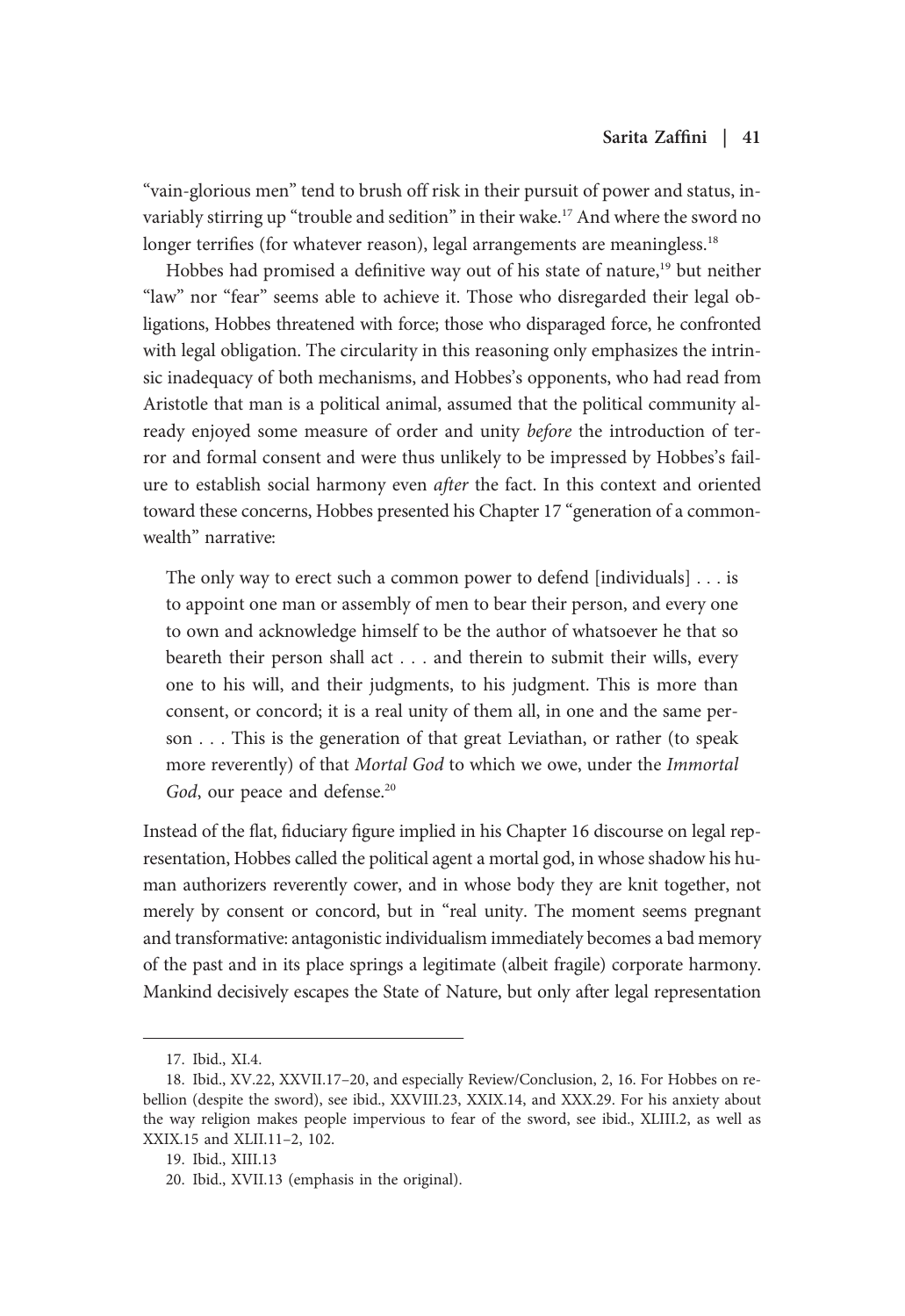"vain-glorious men" tend to brush off risk in their pursuit of power and status, invariably stirring up "trouble and sedition" in their wake.[17] And where the sword no longer terrifies (for whatever reason), legal arrangements are meaningless.[18]

Hobbes had promised a definitive way out of his state of nature,[19] but neither "law" nor "fear" seems able to achieve it. Those who disregarded their legal obligations, Hobbes threatened with force; those who disparaged force, he confronted with legal obligation. The circularity in this reasoning only emphasizes the intrinsic inadequacy of both mechanisms, and Hobbes's opponents, who had read from Aristotle that man is a political animal, assumed that the political community already enjoyed some measure of order and unity *before* the introduction of terror and formal consent and were thus unlikely to be impressed by Hobbes's failure to establish social harmony even *after* the fact. In this context and oriented toward these concerns, Hobbes presented his Chapter 17 "generation of a commonwealth" narrative:

> The only way to erect such a common power to defend [individuals] . . . is to appoint one man or assembly of men to bear their person, and every one to own and acknowledge himself to be the author of whatsoever he that so beareth their person shall act . . . and therein to submit their wills, every one to his will, and their judgments, to his judgment. This is more than consent, or concord; it is a real unity of them all, in one and the same person . . . This is the generation of that great Leviathan, or rather (to speak more reverently) of that *Mortal God* to which we owe, under the *Immortal God*, our peace and defense.[20]

Instead of the flat, fiduciary figure implied in his Chapter 16 discourse on legal representation, Hobbes called the political agent a mortal god, in whose shadow his human authorizers reverently cower, and in whose body they are knit together, not merely by consent or concord, but in "real unity. The moment seems pregnant and transformative: antagonistic individualism immediately becomes a bad memory of the past and in its place springs a legitimate (albeit fragile) corporate harmony. Mankind decisively escapes the State of Nature, but only after legal representation

---

17. Ibid., XI.4.

18. Ibid., XV.22, XXVII.17–20, and especially Review/Conclusion, 2, 16. For Hobbes on rebellion (despite the sword), see ibid., XXVIII.23, XXIX.14, and XXX.29. For his anxiety about the way religion makes people impervious to fear of the sword, see ibid., XLIII.2, as well as XXIX.15 and XLII.11–2, 102.

19. Ibid., XIII.13

20. Ibid., XVII.13 (emphasis in the original).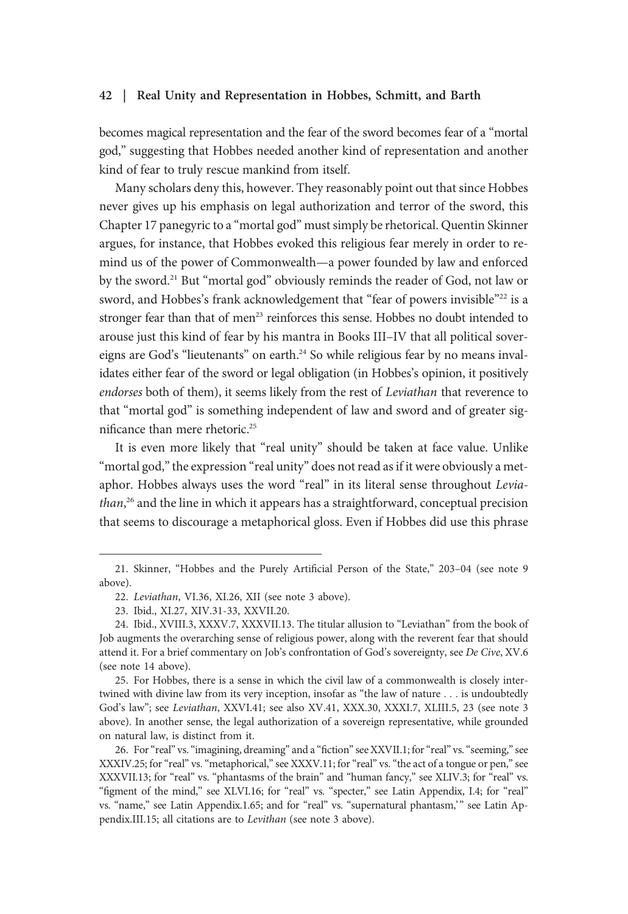becomes magical representation and the fear of the sword becomes fear of a "mortal god," suggesting that Hobbes needed another kind of representation and another kind of fear to truly rescue mankind from itself.

Many scholars deny this, however. They reasonably point out that since Hobbes never gives up his emphasis on legal authorization and terror of the sword, this Chapter 17 panegyric to a "mortal god" must simply be rhetorical. Quentin Skinner argues, for instance, that Hobbes evoked this religious fear merely in order to remind us of the power of Commonwealth—a power founded by law and enforced by the sword.[21] But "mortal god" obviously reminds the reader of God, not law or sword, and Hobbes's frank acknowledgement that "fear of powers invisible"[22] is a stronger fear than that of men[23] reinforces this sense. Hobbes no doubt intended to arouse just this kind of fear by his mantra in Books III–IV that all political sovereigns are God's "lieutenants" on earth.[24] So while religious fear by no means invalidates either fear of the sword or legal obligation (in Hobbes's opinion, it positively *endorses* both of them), it seems likely from the rest of *Leviathan* that reverence to that "mortal god" is something independent of law and sword and of greater significance than mere rhetoric.[25]

It is even more likely that "real unity" should be taken at face value. Unlike "mortal god," the expression "real unity" does not read as if it were obviously a metaphor. Hobbes always uses the word "real" in its literal sense throughout *Leviathan*,[26] and the line in which it appears has a straightforward, conceptual precision that seems to discourage a metaphorical gloss. Even if Hobbes did use this phrase

---

21. Skinner, "Hobbes and the Purely Artificial Person of the State," 203–04 (see note 9 above).

22. *Leviathan*, VI.36, XI.26, XII (see note 3 above).

23. Ibid., XI.27, XIV.31-33, XXVII.20.

24. Ibid., XVIII.3, XXXV.7, XXXVII.13. The titular allusion to "Leviathan" from the book of Job augments the overarching sense of religious power, along with the reverent fear that should attend it. For a brief commentary on Job's confrontation of God's sovereignty, see *De Cive*, XV.6 (see note 14 above).

25. For Hobbes, there is a sense in which the civil law of a commonwealth is closely intertwined with divine law from its very inception, insofar as "the law of nature . . . is undoubtedly God's law"; see *Leviathan*, XXVI.41; see also XV.41, XXX.30, XXXI.7, XLIII.5, 23 (see note 3 above). In another sense, the legal authorization of a sovereign representative, while grounded on natural law, is distinct from it.

26. For "real" vs. "imagining, dreaming" and a "fiction" see XXVII.1; for "real" vs. "seeming," see XXXIV.25; for "real" vs. "metaphorical," see XXXV.11; for "real" vs. "the act of a tongue or pen," see XXXVII.13; for "real" vs. "phantasms of the brain" and "human fancy," see XLIV.3; for "real" vs. "figment of the mind," see XLVI.16; for "real" vs. "specter," see Latin Appendix, I.4; for "real" vs. "name," see Latin Appendix.1.65; and for "real" vs. "supernatural phantasm,'" see Latin Appendix.III.15; all citations are to *Levithan* (see note 3 above).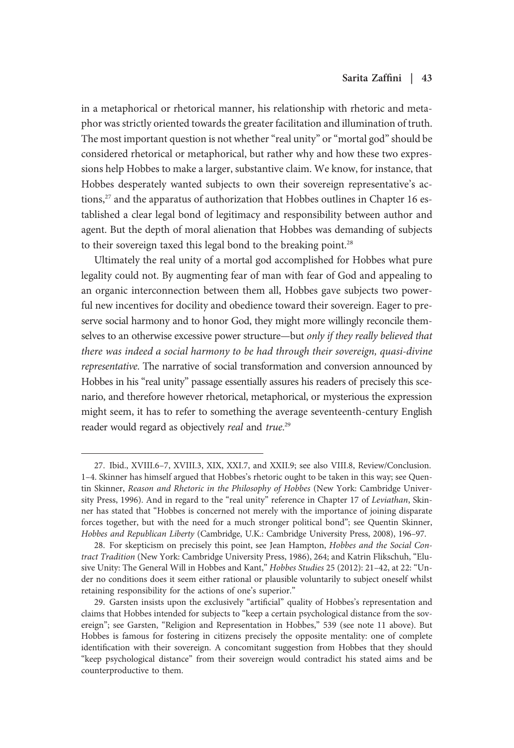in a metaphorical or rhetorical manner, his relationship with rhetoric and metaphor was strictly oriented towards the greater facilitation and illumination of truth. The most important question is not whether "real unity" or "mortal god" should be considered rhetorical or metaphorical, but rather why and how these two expressions help Hobbes to make a larger, substantive claim. We know, for instance, that Hobbes desperately wanted subjects to own their sovereign representative's actions,[27] and the apparatus of authorization that Hobbes outlines in Chapter 16 established a clear legal bond of legitimacy and responsibility between author and agent. But the depth of moral alienation that Hobbes was demanding of subjects to their sovereign taxed this legal bond to the breaking point.[28]

Ultimately the real unity of a mortal god accomplished for Hobbes what pure legality could not. By augmenting fear of man with fear of God and appealing to an organic interconnection between them all, Hobbes gave subjects two powerful new incentives for docility and obedience toward their sovereign. Eager to preserve social harmony and to honor God, they might more willingly reconcile themselves to an otherwise excessive power structure—but *only if they really believed that there was indeed a social harmony to be had through their sovereign, quasi-divine representative*. The narrative of social transformation and conversion announced by Hobbes in his "real unity" passage essentially assures his readers of precisely this scenario, and therefore however rhetorical, metaphorical, or mysterious the expression might seem, it has to refer to something the average seventeenth-century English reader would regard as objectively *real* and *true*.[29]

---

27. Ibid., XVIII.6–7, XVIII.3, XIX, XXI.7, and XXII.9; see also VIII.8, Review/Conclusion. 1–4. Skinner has himself argued that Hobbes's rhetoric ought to be taken in this way; see Quentin Skinner, *Reason and Rhetoric in the Philosophy of Hobbes* (New York: Cambridge University Press, 1996). And in regard to the "real unity" reference in Chapter 17 of *Leviathan*, Skinner has stated that "Hobbes is concerned not merely with the importance of joining disparate forces together, but with the need for a much stronger political bond"; see Quentin Skinner, *Hobbes and Republican Liberty* (Cambridge, U.K.: Cambridge University Press, 2008), 196–97.

28. For skepticism on precisely this point, see Jean Hampton, *Hobbes and the Social Contract Tradition* (New York: Cambridge University Press, 1986), 264; and Katrin Flikschuh, "Elusive Unity: The General Will in Hobbes and Kant," *Hobbes Studies* 25 (2012): 21–42, at 22: "Under no conditions does it seem either rational or plausible voluntarily to subject oneself whilst retaining responsibility for the actions of one's superior."

29. Garsten insists upon the exclusively "artificial" quality of Hobbes's representation and claims that Hobbes intended for subjects to "keep a certain psychological distance from the sovereign"; see Garsten, "Religion and Representation in Hobbes," 539 (see note 11 above). But Hobbes is famous for fostering in citizens precisely the opposite mentality: one of complete identification with their sovereign. A concomitant suggestion from Hobbes that they should "keep psychological distance" from their sovereign would contradict his stated aims and be counterproductive to them.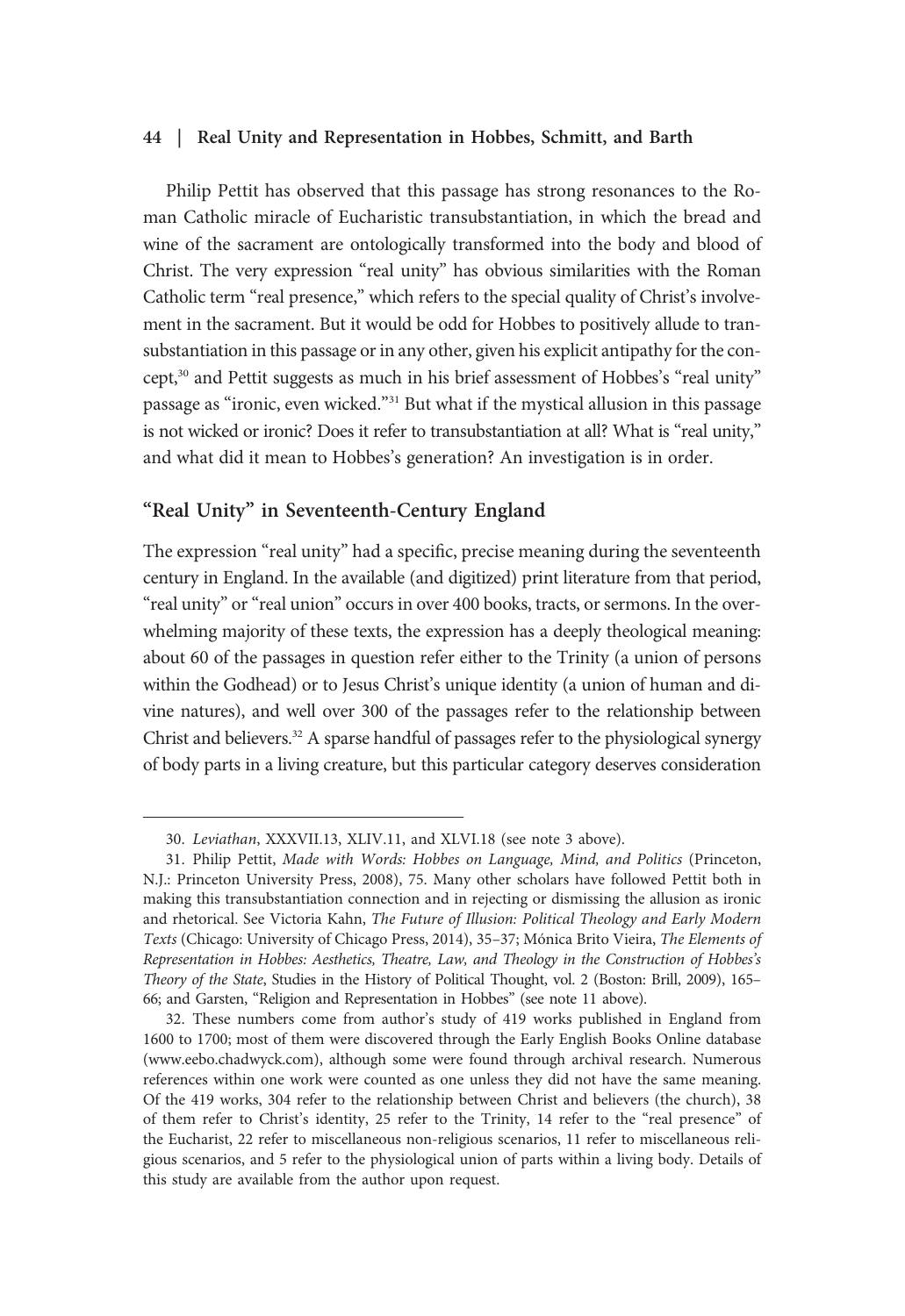Philip Pettit has observed that this passage has strong resonances to the Roman Catholic miracle of Eucharistic transubstantiation, in which the bread and wine of the sacrament are ontologically transformed into the body and blood of Christ. The very expression "real unity" has obvious similarities with the Roman Catholic term "real presence," which refers to the special quality of Christ's involvement in the sacrament. But it would be odd for Hobbes to positively allude to transubstantiation in this passage or in any other, given his explicit antipathy for the concept,[30] and Pettit suggests as much in his brief assessment of Hobbes's "real unity" passage as "ironic, even wicked."[31] But what if the mystical allusion in this passage is not wicked or ironic? Does it refer to transubstantiation at all? What is "real unity," and what did it mean to Hobbes's generation? An investigation is in order.

## "Real Unity" in Seventeenth-Century England

The expression "real unity" had a specific, precise meaning during the seventeenth century in England. In the available (and digitized) print literature from that period, "real unity" or "real union" occurs in over 400 books, tracts, or sermons. In the overwhelming majority of these texts, the expression has a deeply theological meaning: about 60 of the passages in question refer either to the Trinity (a union of persons within the Godhead) or to Jesus Christ's unique identity (a union of human and divine natures), and well over 300 of the passages refer to the relationship between Christ and believers.[32] A sparse handful of passages refer to the physiological synergy of body parts in a living creature, but this particular category deserves consideration

---

30. *Leviathan*, XXXVII.13, XLIV.11, and XLVI.18 (see note 3 above).

31. Philip Pettit, *Made with Words: Hobbes on Language, Mind, and Politics* (Princeton, N.J.: Princeton University Press, 2008), 75. Many other scholars have followed Pettit both in making this transubstantiation connection and in rejecting or dismissing the allusion as ironic and rhetorical. See Victoria Kahn, *The Future of Illusion: Political Theology and Early Modern Texts* (Chicago: University of Chicago Press, 2014), 35–37; Mónica Brito Vieira, *The Elements of Representation in Hobbes: Aesthetics, Theatre, Law, and Theology in the Construction of Hobbes's Theory of the State*, Studies in the History of Political Thought, vol. 2 (Boston: Brill, 2009), 165–66; and Garsten, "Religion and Representation in Hobbes" (see note 11 above).

32. These numbers come from author's study of 419 works published in England from 1600 to 1700; most of them were discovered through the Early English Books Online database (www.eebo.chadwyck.com), although some were found through archival research. Numerous references within one work were counted as one unless they did not have the same meaning. Of the 419 works, 304 refer to the relationship between Christ and believers (the church), 38 of them refer to Christ's identity, 25 refer to the Trinity, 14 refer to the "real presence" of the Eucharist, 22 refer to miscellaneous non-religious scenarios, 11 refer to miscellaneous religious scenarios, and 5 refer to the physiological union of parts within a living body. Details of this study are available from the author upon request.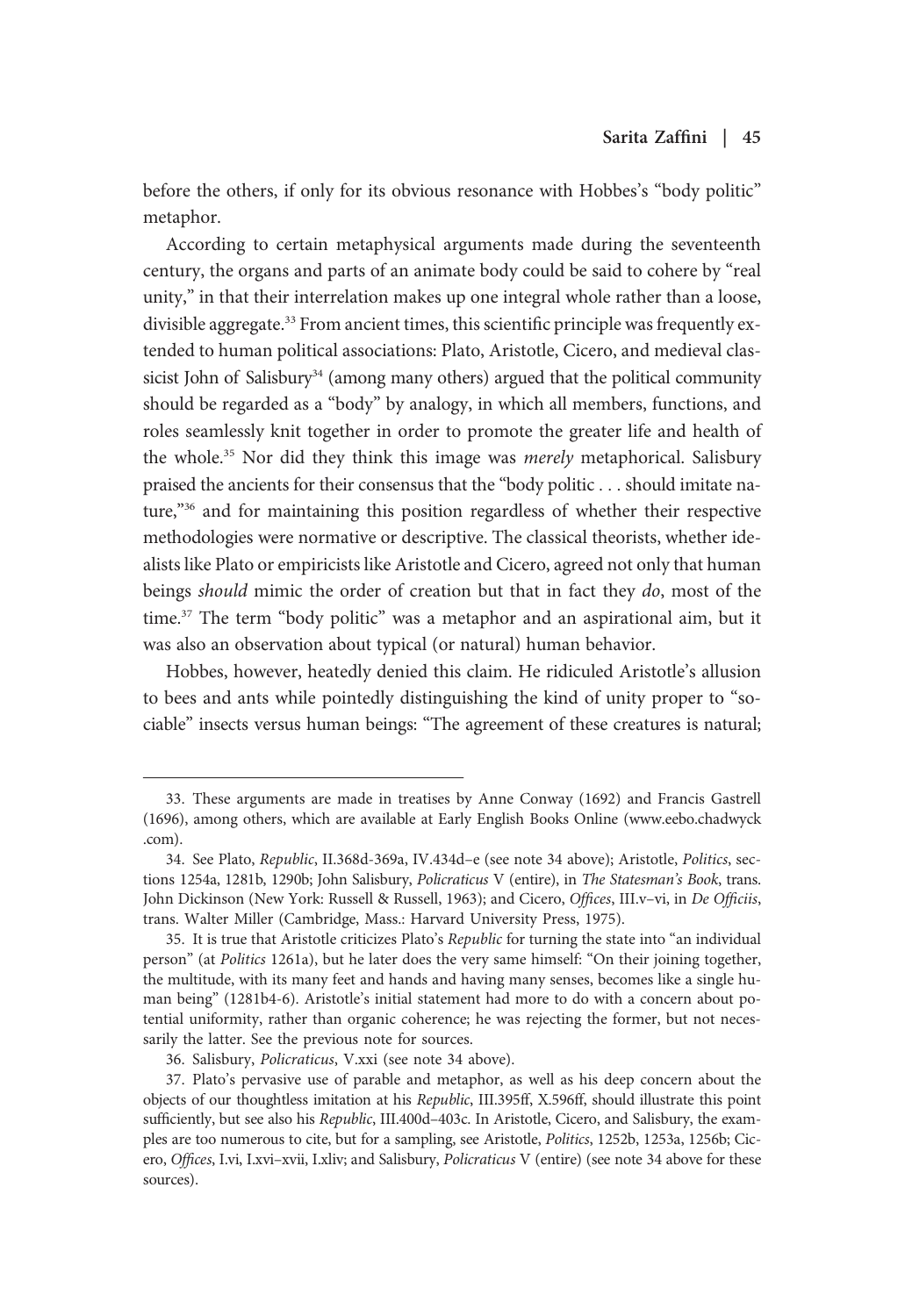before the others, if only for its obvious resonance with Hobbes's "body politic" metaphor.

According to certain metaphysical arguments made during the seventeenth century, the organs and parts of an animate body could be said to cohere by "real unity," in that their interrelation makes up one integral whole rather than a loose, divisible aggregate.[33] From ancient times, this scientific principle was frequently extended to human political associations: Plato, Aristotle, Cicero, and medieval classicist John of Salisbury[34] (among many others) argued that the political community should be regarded as a "body" by analogy, in which all members, functions, and roles seamlessly knit together in order to promote the greater life and health of the whole.[35] Nor did they think this image was *merely* metaphorical. Salisbury praised the ancients for their consensus that the "body politic . . . should imitate nature,"[36] and for maintaining this position regardless of whether their respective methodologies were normative or descriptive. The classical theorists, whether idealists like Plato or empiricists like Aristotle and Cicero, agreed not only that human beings *should* mimic the order of creation but that in fact they *do*, most of the time.[37] The term "body politic" was a metaphor and an aspirational aim, but it was also an observation about typical (or natural) human behavior.

Hobbes, however, heatedly denied this claim. He ridiculed Aristotle's allusion to bees and ants while pointedly distinguishing the kind of unity proper to "sociable" insects versus human beings: "The agreement of these creatures is natural;

---

33. These arguments are made in treatises by Anne Conway (1692) and Francis Gastrell (1696), among others, which are available at Early English Books Online (www.eebo.chadwyck.com).

34. See Plato, *Republic*, II.368d-369a, IV.434d–e (see note 34 above); Aristotle, *Politics*, sections 1254a, 1281b, 1290b; John Salisbury, *Policraticus* V (entire), in *The Statesman's Book*, trans. John Dickinson (New York: Russell & Russell, 1963); and Cicero, *Offices*, III.v–vi, in *De Officiis*, trans. Walter Miller (Cambridge, Mass.: Harvard University Press, 1975).

35. It is true that Aristotle criticizes Plato's *Republic* for turning the state into "an individual person" (at *Politics* 1261a), but he later does the very same himself: "On their joining together, the multitude, with its many feet and hands and having many senses, becomes like a single human being" (1281b4-6). Aristotle's initial statement had more to do with a concern about potential uniformity, rather than organic coherence; he was rejecting the former, but not necessarily the latter. See the previous note for sources.

36. Salisbury, *Policraticus*, V.xxi (see note 34 above).

37. Plato's pervasive use of parable and metaphor, as well as his deep concern about the objects of our thoughtless imitation at his *Republic*, III.395ff, X.596ff, should illustrate this point sufficiently, but see also his *Republic*, III.400d–403c. In Aristotle, Cicero, and Salisbury, the examples are too numerous to cite, but for a sampling, see Aristotle, *Politics*, 1252b, 1253a, 1256b; Cicero, *Offices*, I.vi, I.xvi–xvii, I.xliv; and Salisbury, *Policraticus* V (entire) (see note 34 above for these sources).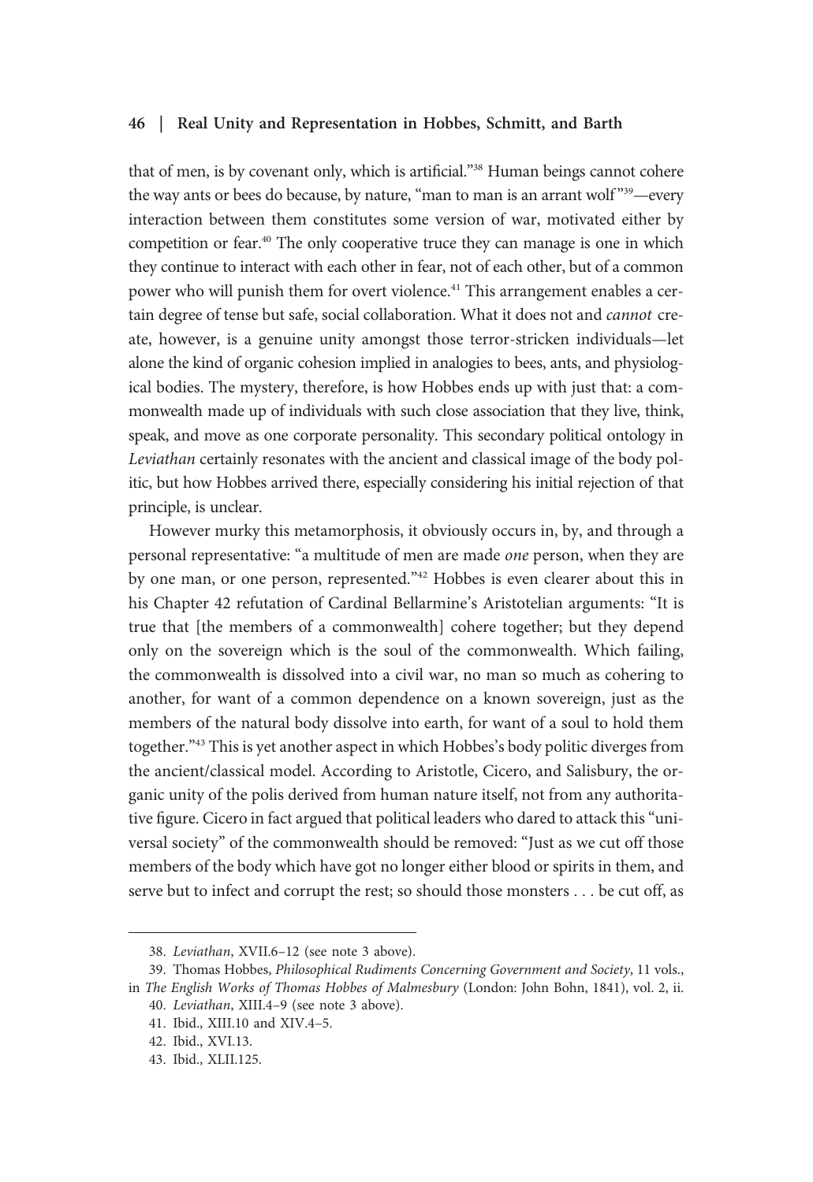that of men, is by covenant only, which is artificial."[38] Human beings cannot cohere the way ants or bees do because, by nature, "man to man is an arrant wolf"[39]—every interaction between them constitutes some version of war, motivated either by competition or fear.[40] The only cooperative truce they can manage is one in which they continue to interact with each other in fear, not of each other, but of a common power who will punish them for overt violence.[41] This arrangement enables a certain degree of tense but safe, social collaboration. What it does not and *cannot* create, however, is a genuine unity amongst those terror-stricken individuals—let alone the kind of organic cohesion implied in analogies to bees, ants, and physiological bodies. The mystery, therefore, is how Hobbes ends up with just that: a commonwealth made up of individuals with such close association that they live, think, speak, and move as one corporate personality. This secondary political ontology in *Leviathan* certainly resonates with the ancient and classical image of the body politic, but how Hobbes arrived there, especially considering his initial rejection of that principle, is unclear.

However murky this metamorphosis, it obviously occurs in, by, and through a personal representative: "a multitude of men are made *one* person, when they are by one man, or one person, represented."[42] Hobbes is even clearer about this in his Chapter 42 refutation of Cardinal Bellarmine's Aristotelian arguments: "It is true that [the members of a commonwealth] cohere together; but they depend only on the sovereign which is the soul of the commonwealth. Which failing, the commonwealth is dissolved into a civil war, no man so much as cohering to another, for want of a common dependence on a known sovereign, just as the members of the natural body dissolve into earth, for want of a soul to hold them together."[43] This is yet another aspect in which Hobbes's body politic diverges from the ancient/classical model. According to Aristotle, Cicero, and Salisbury, the organic unity of the polis derived from human nature itself, not from any authoritative figure. Cicero in fact argued that political leaders who dared to attack this "universal society" of the commonwealth should be removed: "Just as we cut off those members of the body which have got no longer either blood or spirits in them, and serve but to infect and corrupt the rest; so should those monsters . . . be cut off, as

---

38. *Leviathan*, XVII.6–12 (see note 3 above).

39. Thomas Hobbes, *Philosophical Rudiments Concerning Government and Society*, 11 vols., in *The English Works of Thomas Hobbes of Malmesbury* (London: John Bohn, 1841), vol. 2, ii.

40. *Leviathan*, XIII.4–9 (see note 3 above).

41. Ibid., XIII.10 and XIV.4–5.

42. Ibid., XVI.13.

43. Ibid., XLII.125.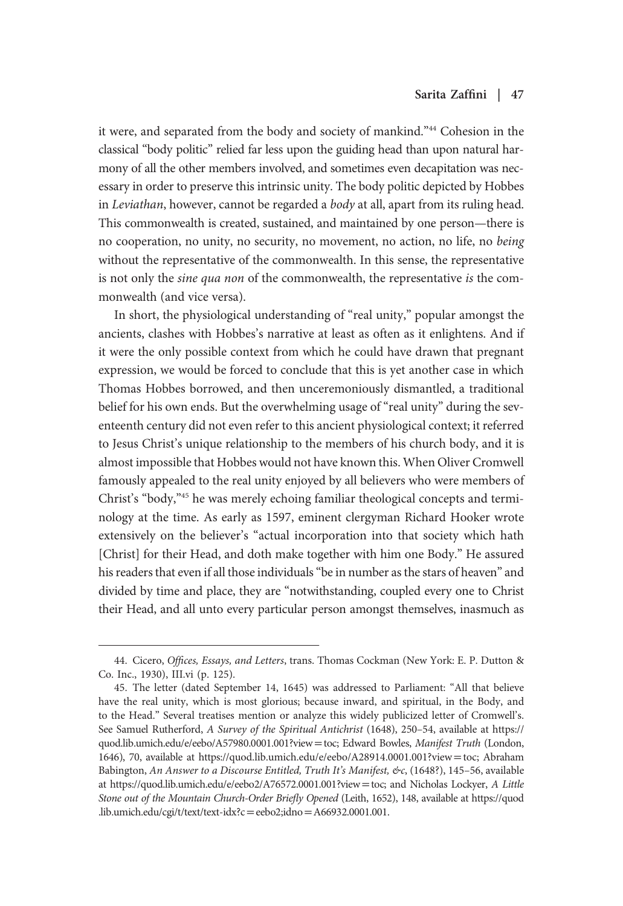it were, and separated from the body and society of mankind."[44] Cohesion in the classical "body politic" relied far less upon the guiding head than upon natural harmony of all the other members involved, and sometimes even decapitation was necessary in order to preserve this intrinsic unity. The body politic depicted by Hobbes in *Leviathan*, however, cannot be regarded a *body* at all, apart from its ruling head. This commonwealth is created, sustained, and maintained by one person—there is no cooperation, no unity, no security, no movement, no action, no life, no *being* without the representative of the commonwealth. In this sense, the representative is not only the *sine qua non* of the commonwealth, the representative *is* the commonwealth (and vice versa).

In short, the physiological understanding of "real unity," popular amongst the ancients, clashes with Hobbes's narrative at least as often as it enlightens. And if it were the only possible context from which he could have drawn that pregnant expression, we would be forced to conclude that this is yet another case in which Thomas Hobbes borrowed, and then unceremoniously dismantled, a traditional belief for his own ends. But the overwhelming usage of "real unity" during the seventeenth century did not even refer to this ancient physiological context; it referred to Jesus Christ's unique relationship to the members of his church body, and it is almost impossible that Hobbes would not have known this. When Oliver Cromwell famously appealed to the real unity enjoyed by all believers who were members of Christ's "body,"[45] he was merely echoing familiar theological concepts and terminology at the time. As early as 1597, eminent clergyman Richard Hooker wrote extensively on the believer's "actual incorporation into that society which hath [Christ] for their Head, and doth make together with him one Body." He assured his readers that even if all those individuals "be in number as the stars of heaven" and divided by time and place, they are "notwithstanding, coupled every one to Christ their Head, and all unto every particular person amongst themselves, inasmuch as

---

44. Cicero, *Offices, Essays, and Letters*, trans. Thomas Cockman (New York: E. P. Dutton & Co. Inc., 1930), III.vi (p. 125).

45. The letter (dated September 14, 1645) was addressed to Parliament: "All that believe have the real unity, which is most glorious; because inward, and spiritual, in the Body, and to the Head." Several treatises mention or analyze this widely publicized letter of Cromwell's. See Samuel Rutherford, *A Survey of the Spiritual Antichrist* (1648), 250–54, available at https://quod.lib.umich.edu/e/eebo/A57980.0001.001?view=toc; Edward Bowles, *Manifest Truth* (London, 1646), 70, available at https://quod.lib.umich.edu/e/eebo/A28914.0001.001?view=toc; Abraham Babington, *An Answer to a Discourse Entitled, Truth It's Manifest, &c*, (1648?), 145–56, available at https://quod.lib.umich.edu/e/eebo2/A76572.0001.001?view=toc; and Nicholas Lockyer, *A Little Stone out of the Mountain Church-Order Briefly Opened* (Leith, 1652), 148, available at https://quod.lib.umich.edu/cgi/t/text/text-idx?c=eebo2;idno=A66932.0001.001.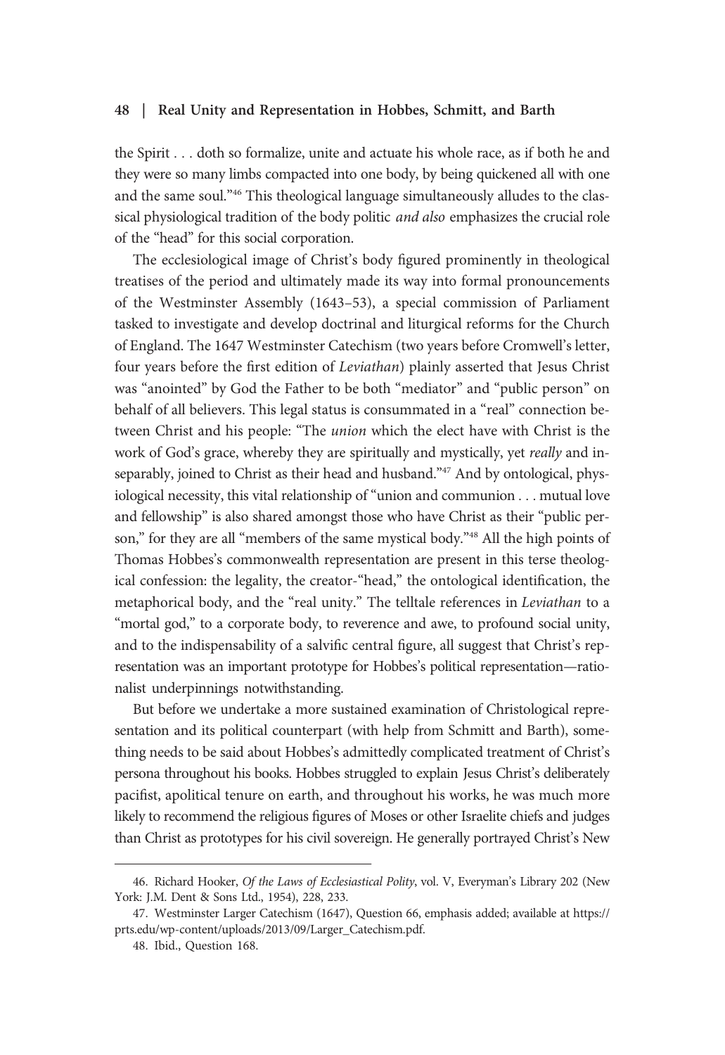the Spirit . . . doth so formalize, unite and actuate his whole race, as if both he and they were so many limbs compacted into one body, by being quickened all with one and the same soul."[46] This theological language simultaneously alludes to the classical physiological tradition of the body politic *and also* emphasizes the crucial role of the "head" for this social corporation.

The ecclesiological image of Christ's body figured prominently in theological treatises of the period and ultimately made its way into formal pronouncements of the Westminster Assembly (1643–53), a special commission of Parliament tasked to investigate and develop doctrinal and liturgical reforms for the Church of England. The 1647 Westminster Catechism (two years before Cromwell's letter, four years before the first edition of *Leviathan*) plainly asserted that Jesus Christ was "anointed" by God the Father to be both "mediator" and "public person" on behalf of all believers. This legal status is consummated in a "real" connection between Christ and his people: "The *union* which the elect have with Christ is the work of God's grace, whereby they are spiritually and mystically, yet *really* and inseparably, joined to Christ as their head and husband."[47] And by ontological, physiological necessity, this vital relationship of "union and communion . . . mutual love and fellowship" is also shared amongst those who have Christ as their "public person," for they are all "members of the same mystical body."[48] All the high points of Thomas Hobbes's commonwealth representation are present in this terse theological confession: the legality, the creator-"head," the ontological identification, the metaphorical body, and the "real unity." The telltale references in *Leviathan* to a "mortal god," to a corporate body, to reverence and awe, to profound social unity, and to the indispensability of a salvific central figure, all suggest that Christ's representation was an important prototype for Hobbes's political representation—rationalist underpinnings notwithstanding.

But before we undertake a more sustained examination of Christological representation and its political counterpart (with help from Schmitt and Barth), something needs to be said about Hobbes's admittedly complicated treatment of Christ's persona throughout his books. Hobbes struggled to explain Jesus Christ's deliberately pacifist, apolitical tenure on earth, and throughout his works, he was much more likely to recommend the religious figures of Moses or other Israelite chiefs and judges than Christ as prototypes for his civil sovereign. He generally portrayed Christ's New

---

46. Richard Hooker, *Of the Laws of Ecclesiastical Polity*, vol. V, Everyman's Library 202 (New York: J.M. Dent & Sons Ltd., 1954), 228, 233.

47. Westminster Larger Catechism (1647), Question 66, emphasis added; available at https://prts.edu/wp-content/uploads/2013/09/Larger_Catechism.pdf.

48. Ibid., Question 168.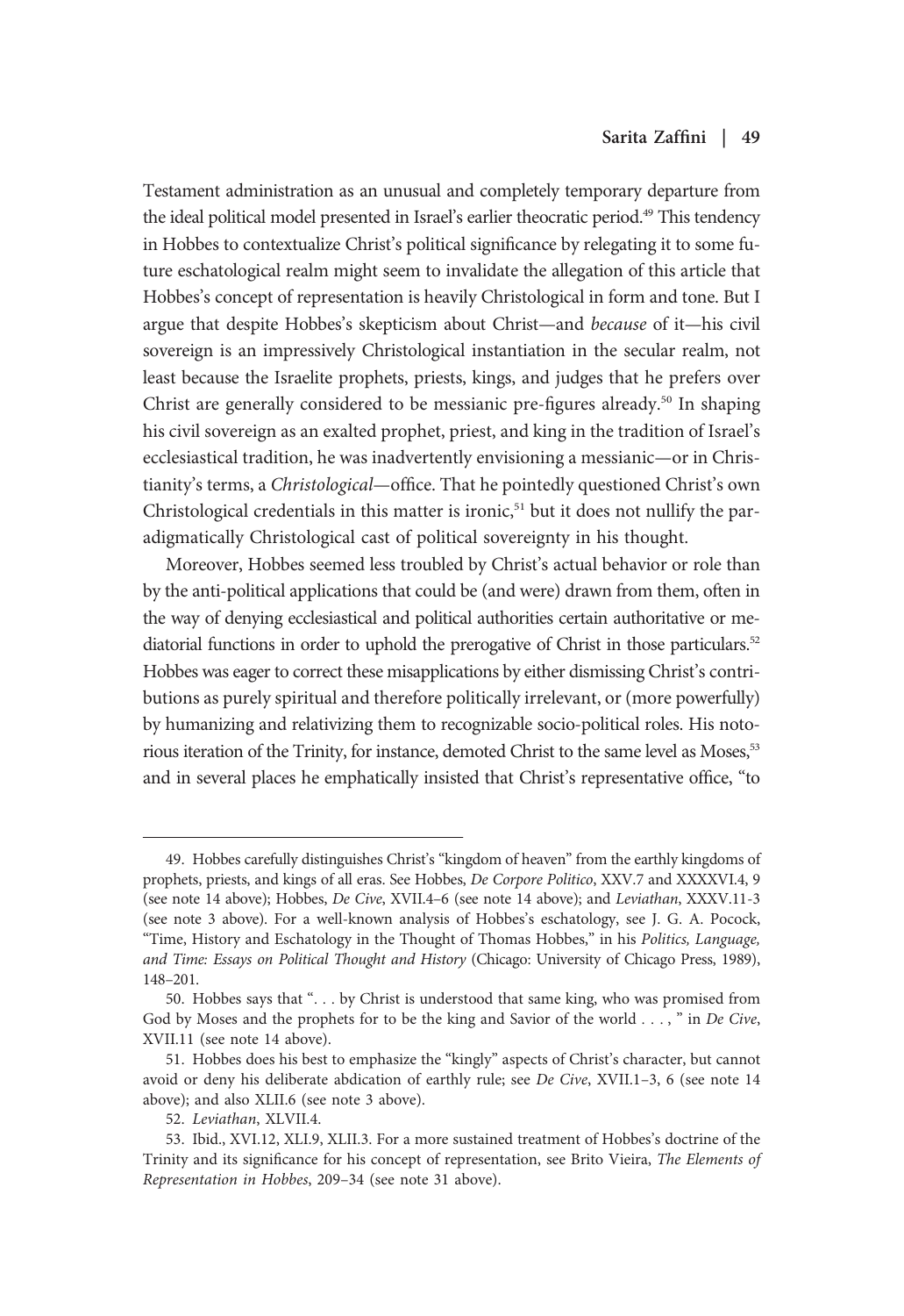Testament administration as an unusual and completely temporary departure from the ideal political model presented in Israel's earlier theocratic period.[49] This tendency in Hobbes to contextualize Christ's political significance by relegating it to some future eschatological realm might seem to invalidate the allegation of this article that Hobbes's concept of representation is heavily Christological in form and tone. But I argue that despite Hobbes's skepticism about Christ—and *because* of it—his civil sovereign is an impressively Christological instantiation in the secular realm, not least because the Israelite prophets, priests, kings, and judges that he prefers over Christ are generally considered to be messianic pre-figures already.[50] In shaping his civil sovereign as an exalted prophet, priest, and king in the tradition of Israel's ecclesiastical tradition, he was inadvertently envisioning a messianic—or in Christianity's terms, a *Christological*—office. That he pointedly questioned Christ's own Christological credentials in this matter is ironic,[51] but it does not nullify the paradigmatically Christological cast of political sovereignty in his thought.

Moreover, Hobbes seemed less troubled by Christ's actual behavior or role than by the anti-political applications that could be (and were) drawn from them, often in the way of denying ecclesiastical and political authorities certain authoritative or mediatorial functions in order to uphold the prerogative of Christ in those particulars.[52] Hobbes was eager to correct these misapplications by either dismissing Christ's contributions as purely spiritual and therefore politically irrelevant, or (more powerfully) by humanizing and relativizing them to recognizable socio-political roles. His notorious iteration of the Trinity, for instance, demoted Christ to the same level as Moses,[53] and in several places he emphatically insisted that Christ's representative office, "to

---

49. Hobbes carefully distinguishes Christ's "kingdom of heaven" from the earthly kingdoms of prophets, priests, and kings of all eras. See Hobbes, *De Corpore Politico*, XXV.7 and XXXXVI.4, 9 (see note 14 above); Hobbes, *De Cive*, XVII.4–6 (see note 14 above); and *Leviathan*, XXXV.11-3 (see note 3 above). For a well-known analysis of Hobbes's eschatology, see J. G. A. Pocock, "Time, History and Eschatology in the Thought of Thomas Hobbes," in his *Politics, Language, and Time: Essays on Political Thought and History* (Chicago: University of Chicago Press, 1989), 148–201.

50. Hobbes says that ". . . by Christ is understood that same king, who was promised from God by Moses and the prophets for to be the king and Savior of the world . . . , " in *De Cive*, XVII.11 (see note 14 above).

51. Hobbes does his best to emphasize the "kingly" aspects of Christ's character, but cannot avoid or deny his deliberate abdication of earthly rule; see *De Cive*, XVII.1–3, 6 (see note 14 above); and also XLII.6 (see note 3 above).

52. *Leviathan*, XLVII.4.

53. Ibid., XVI.12, XLI.9, XLII.3. For a more sustained treatment of Hobbes's doctrine of the Trinity and its significance for his concept of representation, see Brito Vieira, *The Elements of Representation in Hobbes*, 209–34 (see note 31 above).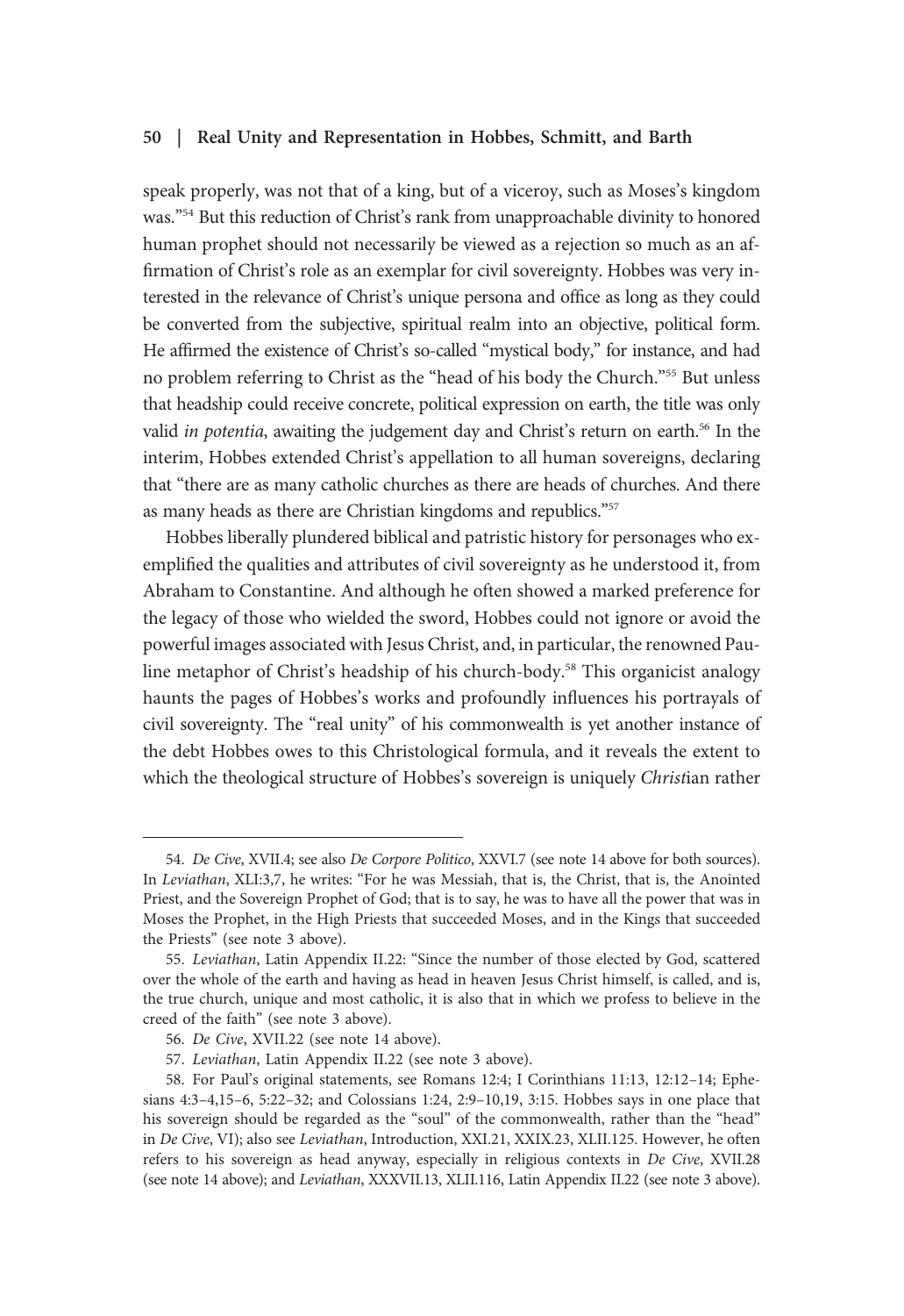speak properly, was not that of a king, but of a viceroy, such as Moses's kingdom was."[54] But this reduction of Christ's rank from unapproachable divinity to honored human prophet should not necessarily be viewed as a rejection so much as an affirmation of Christ's role as an exemplar for civil sovereignty. Hobbes was very interested in the relevance of Christ's unique persona and office as long as they could be converted from the subjective, spiritual realm into an objective, political form. He affirmed the existence of Christ's so-called "mystical body," for instance, and had no problem referring to Christ as the "head of his body the Church."[55] But unless that headship could receive concrete, political expression on earth, the title was only valid *in potentia*, awaiting the judgement day and Christ's return on earth.[56] In the interim, Hobbes extended Christ's appellation to all human sovereigns, declaring that "there are as many catholic churches as there are heads of churches. And there as many heads as there are Christian kingdoms and republics."[57]

Hobbes liberally plundered biblical and patristic history for personages who exemplified the qualities and attributes of civil sovereignty as he understood it, from Abraham to Constantine. And although he often showed a marked preference for the legacy of those who wielded the sword, Hobbes could not ignore or avoid the powerful images associated with Jesus Christ, and, in particular, the renowned Pauline metaphor of Christ's headship of his church-body.[58] This organicist analogy haunts the pages of Hobbes's works and profoundly influences his portrayals of civil sovereignty. The "real unity" of his commonwealth is yet another instance of the debt Hobbes owes to this Christological formula, and it reveals the extent to which the theological structure of Hobbes's sovereign is uniquely *Christ*ian rather

---

54. *De Cive*, XVII.4; see also *De Corpore Politico*, XXVI.7 (see note 14 above for both sources). In *Leviathan*, XLI:3,7, he writes: "For he was Messiah, that is, the Christ, that is, the Anointed Priest, and the Sovereign Prophet of God; that is to say, he was to have all the power that was in Moses the Prophet, in the High Priests that succeeded Moses, and in the Kings that succeeded the Priests" (see note 3 above).

55. *Leviathan*, Latin Appendix II.22: "Since the number of those elected by God, scattered over the whole of the earth and having as head in heaven Jesus Christ himself, is called, and is, the true church, unique and most catholic, it is also that in which we profess to believe in the creed of the faith" (see note 3 above).

56. *De Cive*, XVII.22 (see note 14 above).

57. *Leviathan*, Latin Appendix II.22 (see note 3 above).

58. For Paul's original statements, see Romans 12:4; I Corinthians 11:13, 12:12–14; Ephesians 4:3–4,15–6, 5:22–32; and Colossians 1:24, 2:9–10,19, 3:15. Hobbes says in one place that his sovereign should be regarded as the "soul" of the commonwealth, rather than the "head" in *De Cive*, VI); also see *Leviathan*, Introduction, XXI.21, XXIX.23, XLII.125. However, he often refers to his sovereign as head anyway, especially in religious contexts in *De Cive*, XVII.28 (see note 14 above); and *Leviathan*, XXXVII.13, XLII.116, Latin Appendix II.22 (see note 3 above).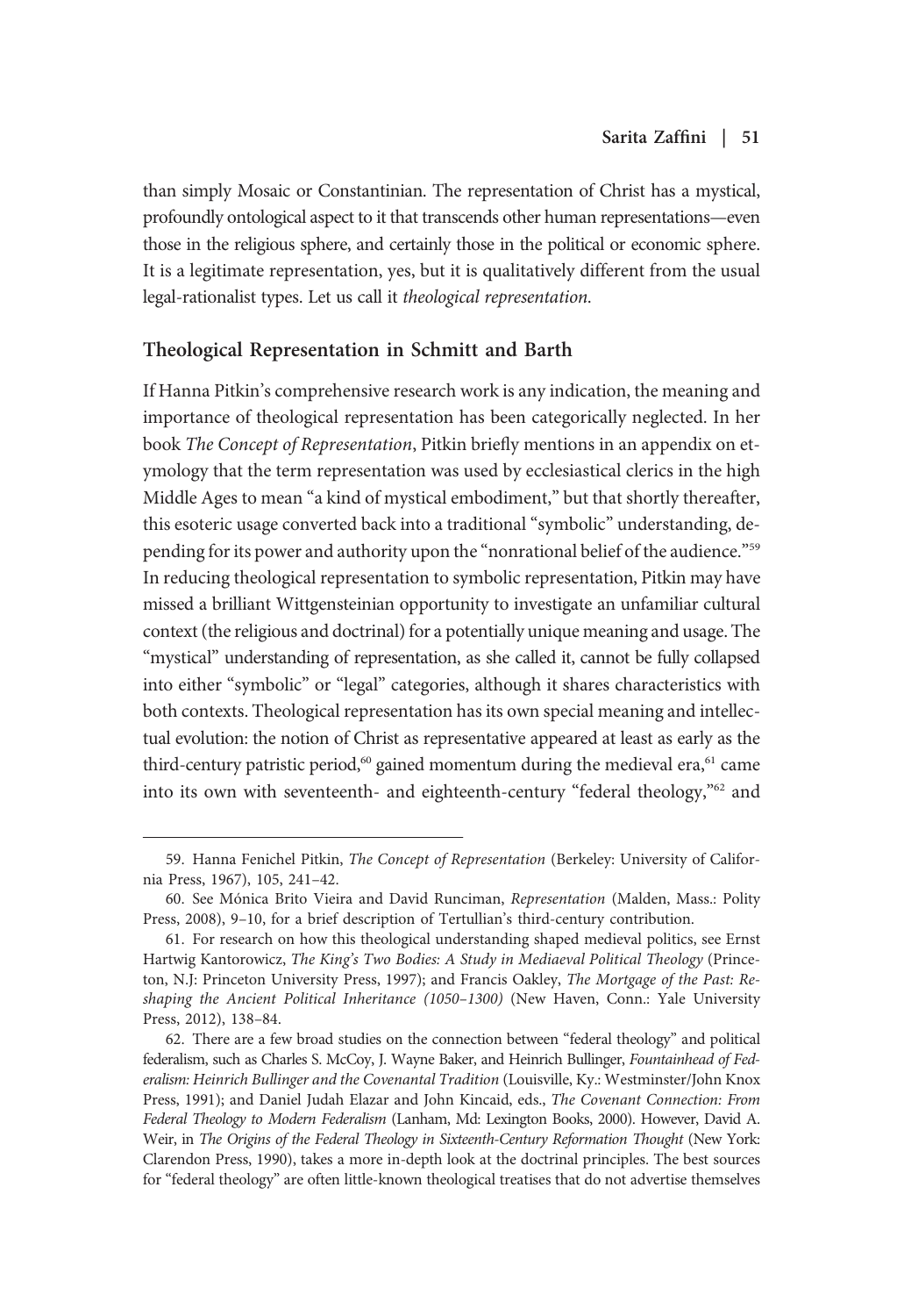than simply Mosaic or Constantinian. The representation of Christ has a mystical, profoundly ontological aspect to it that transcends other human representations—even those in the religious sphere, and certainly those in the political or economic sphere. It is a legitimate representation, yes, but it is qualitatively different from the usual legal-rationalist types. Let us call it *theological representation*.

## Theological Representation in Schmitt and Barth

If Hanna Pitkin's comprehensive research work is any indication, the meaning and importance of theological representation has been categorically neglected. In her book *The Concept of Representation*, Pitkin briefly mentions in an appendix on etymology that the term representation was used by ecclesiastical clerics in the high Middle Ages to mean "a kind of mystical embodiment," but that shortly thereafter, this esoteric usage converted back into a traditional "symbolic" understanding, depending for its power and authority upon the "nonrational belief of the audience."[59] In reducing theological representation to symbolic representation, Pitkin may have missed a brilliant Wittgensteinian opportunity to investigate an unfamiliar cultural context (the religious and doctrinal) for a potentially unique meaning and usage. The "mystical" understanding of representation, as she called it, cannot be fully collapsed into either "symbolic" or "legal" categories, although it shares characteristics with both contexts. Theological representation has its own special meaning and intellectual evolution: the notion of Christ as representative appeared at least as early as the third-century patristic period,[60] gained momentum during the medieval era,[61] came into its own with seventeenth- and eighteenth-century "federal theology,"[62] and

59. Hanna Fenichel Pitkin, *The Concept of Representation* (Berkeley: University of California Press, 1967), 105, 241–42.

60. See Mónica Brito Vieira and David Runciman, *Representation* (Malden, Mass.: Polity Press, 2008), 9–10, for a brief description of Tertullian's third-century contribution.

61. For research on how this theological understanding shaped medieval politics, see Ernst Hartwig Kantorowicz, *The King's Two Bodies: A Study in Mediaeval Political Theology* (Princeton, N.J: Princeton University Press, 1997); and Francis Oakley, *The Mortgage of the Past: Reshaping the Ancient Political Inheritance (1050–1300)* (New Haven, Conn.: Yale University Press, 2012), 138–84.

62. There are a few broad studies on the connection between "federal theology" and political federalism, such as Charles S. McCoy, J. Wayne Baker, and Heinrich Bullinger, *Fountainhead of Federalism: Heinrich Bullinger and the Covenantal Tradition* (Louisville, Ky.: Westminster/John Knox Press, 1991); and Daniel Judah Elazar and John Kincaid, eds., *The Covenant Connection: From Federal Theology to Modern Federalism* (Lanham, Md: Lexington Books, 2000). However, David A. Weir, in *The Origins of the Federal Theology in Sixteenth-Century Reformation Thought* (New York: Clarendon Press, 1990), takes a more in-depth look at the doctrinal principles. The best sources for "federal theology" are often little-known theological treatises that do not advertise themselves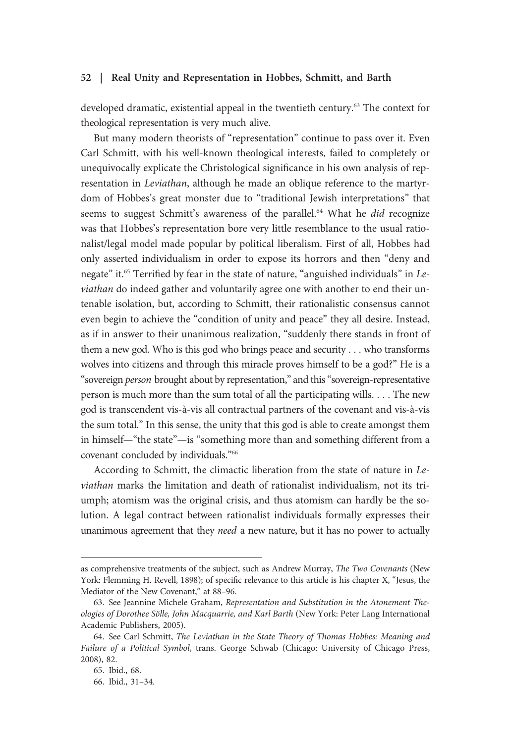developed dramatic, existential appeal in the twentieth century.[63] The context for theological representation is very much alive.

But many modern theorists of "representation" continue to pass over it. Even Carl Schmitt, with his well-known theological interests, failed to completely or unequivocally explicate the Christological significance in his own analysis of representation in *Leviathan*, although he made an oblique reference to the martyrdom of Hobbes's great monster due to "traditional Jewish interpretations" that seems to suggest Schmitt's awareness of the parallel.[64] What he *did* recognize was that Hobbes's representation bore very little resemblance to the usual rationalist/legal model made popular by political liberalism. First of all, Hobbes had only asserted individualism in order to expose its horrors and then "deny and negate" it.[65] Terrified by fear in the state of nature, "anguished individuals" in *Leviathan* do indeed gather and voluntarily agree one with another to end their untenable isolation, but, according to Schmitt, their rationalistic consensus cannot even begin to achieve the "condition of unity and peace" they all desire. Instead, as if in answer to their unanimous realization, "suddenly there stands in front of them a new god. Who is this god who brings peace and security . . . who transforms wolves into citizens and through this miracle proves himself to be a god?" He is a "sovereign *person* brought about by representation," and this "sovereign-representative person is much more than the sum total of all the participating wills. . . . The new god is transcendent vis-à-vis all contractual partners of the covenant and vis-à-vis the sum total." In this sense, the unity that this god is able to create amongst them in himself—"the state"—is "something more than and something different from a covenant concluded by individuals."[66]

According to Schmitt, the climactic liberation from the state of nature in *Leviathan* marks the limitation and death of rationalist individualism, not its triumph; atomism was the original crisis, and thus atomism can hardly be the solution. A legal contract between rationalist individuals formally expresses their unanimous agreement that they *need* a new nature, but it has no power to actually

---

as comprehensive treatments of the subject, such as Andrew Murray, *The Two Covenants* (New York: Flemming H. Revell, 1898); of specific relevance to this article is his chapter X, "Jesus, the Mediator of the New Covenant," at 88–96.

63. See Jeannine Michele Graham, *Representation and Substitution in the Atonement Theologies of Dorothee Sölle, John Macquarrie, and Karl Barth* (New York: Peter Lang International Academic Publishers, 2005).

64. See Carl Schmitt, *The Leviathan in the State Theory of Thomas Hobbes: Meaning and Failure of a Political Symbol*, trans. George Schwab (Chicago: University of Chicago Press, 2008), 82.

65. Ibid., 68.

66. Ibid., 31–34.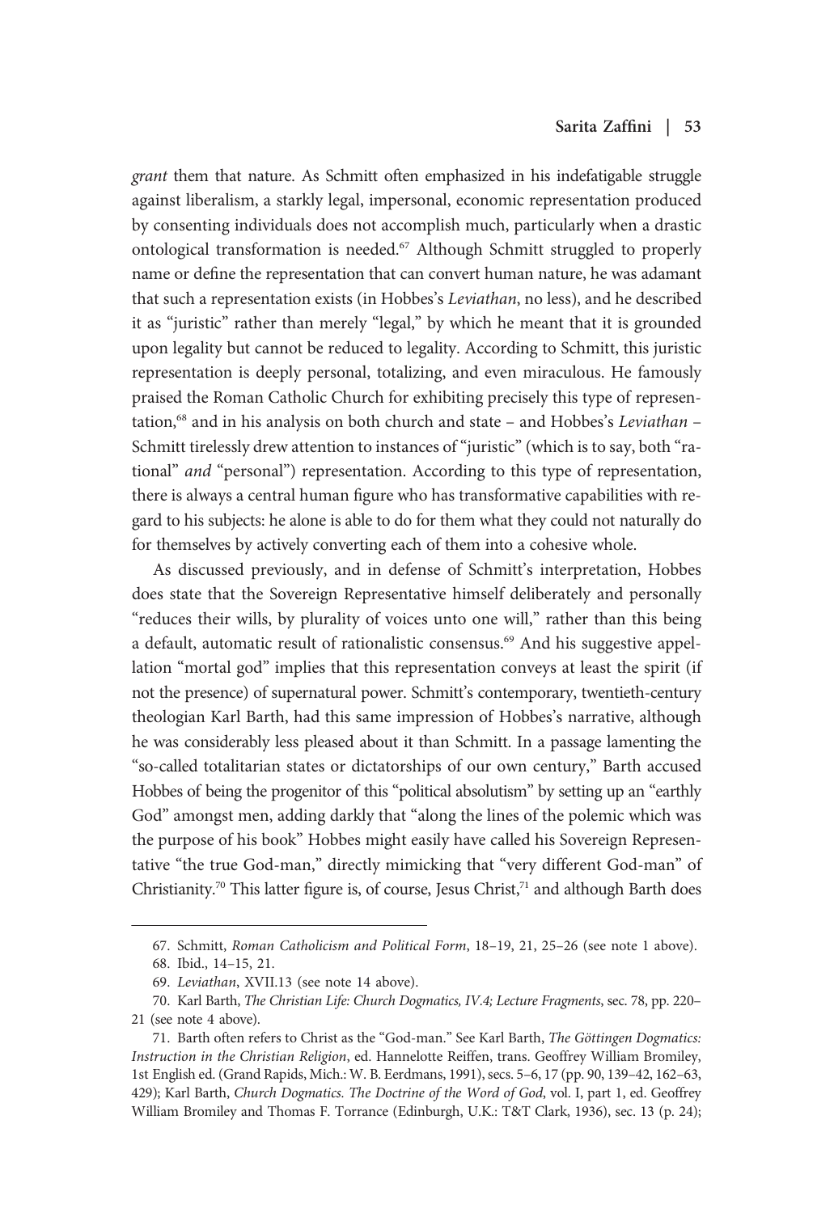*grant* them that nature. As Schmitt often emphasized in his indefatigable struggle against liberalism, a starkly legal, impersonal, economic representation produced by consenting individuals does not accomplish much, particularly when a drastic ontological transformation is needed.[67] Although Schmitt struggled to properly name or define the representation that can convert human nature, he was adamant that such a representation exists (in Hobbes's *Leviathan*, no less), and he described it as "juristic" rather than merely "legal," by which he meant that it is grounded upon legality but cannot be reduced to legality. According to Schmitt, this juristic representation is deeply personal, totalizing, and even miraculous. He famously praised the Roman Catholic Church for exhibiting precisely this type of representation,[68] and in his analysis on both church and state – and Hobbes's *Leviathan* – Schmitt tirelessly drew attention to instances of "juristic" (which is to say, both "rational" *and* "personal") representation. According to this type of representation, there is always a central human figure who has transformative capabilities with regard to his subjects: he alone is able to do for them what they could not naturally do for themselves by actively converting each of them into a cohesive whole.

As discussed previously, and in defense of Schmitt's interpretation, Hobbes does state that the Sovereign Representative himself deliberately and personally "reduces their wills, by plurality of voices unto one will," rather than this being a default, automatic result of rationalistic consensus.[69] And his suggestive appellation "mortal god" implies that this representation conveys at least the spirit (if not the presence) of supernatural power. Schmitt's contemporary, twentieth-century theologian Karl Barth, had this same impression of Hobbes's narrative, although he was considerably less pleased about it than Schmitt. In a passage lamenting the "so-called totalitarian states or dictatorships of our own century," Barth accused Hobbes of being the progenitor of this "political absolutism" by setting up an "earthly God" amongst men, adding darkly that "along the lines of the polemic which was the purpose of his book" Hobbes might easily have called his Sovereign Representative "the true God-man," directly mimicking that "very different God-man" of Christianity.[70] This latter figure is, of course, Jesus Christ,[71] and although Barth does

---

67. Schmitt, *Roman Catholicism and Political Form*, 18–19, 21, 25–26 (see note 1 above).

68. Ibid., 14–15, 21.

69. *Leviathan*, XVII.13 (see note 14 above).

70. Karl Barth, *The Christian Life: Church Dogmatics, IV.4; Lecture Fragments*, sec. 78, pp. 220–21 (see note 4 above).

71. Barth often refers to Christ as the "God-man." See Karl Barth, *The Göttingen Dogmatics: Instruction in the Christian Religion*, ed. Hannelotte Reiffen, trans. Geoffrey William Bromiley, 1st English ed. (Grand Rapids, Mich.: W. B. Eerdmans, 1991), secs. 5–6, 17 (pp. 90, 139–42, 162–63, 429); Karl Barth, *Church Dogmatics. The Doctrine of the Word of God*, vol. I, part 1, ed. Geoffrey William Bromiley and Thomas F. Torrance (Edinburgh, U.K.: T&T Clark, 1936), sec. 13 (p. 24);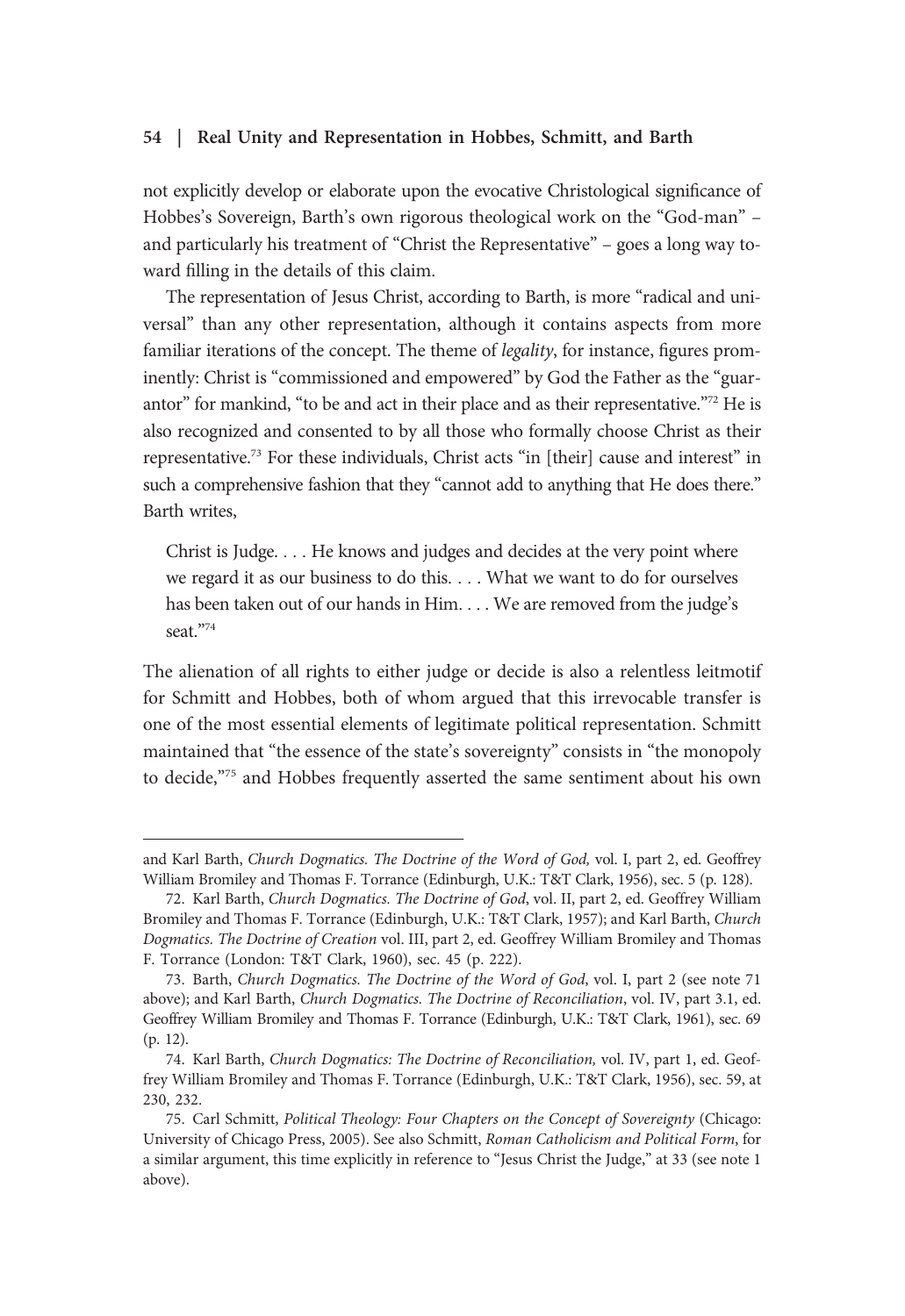not explicitly develop or elaborate upon the evocative Christological significance of Hobbes's Sovereign, Barth's own rigorous theological work on the "God-man" – and particularly his treatment of "Christ the Representative" – goes a long way toward filling in the details of this claim.

The representation of Jesus Christ, according to Barth, is more "radical and universal" than any other representation, although it contains aspects from more familiar iterations of the concept. The theme of *legality*, for instance, figures prominently: Christ is "commissioned and empowered" by God the Father as the "guarantor" for mankind, "to be and act in their place and as their representative."[72] He is also recognized and consented to by all those who formally choose Christ as their representative.[73] For these individuals, Christ acts "in [their] cause and interest" in such a comprehensive fashion that they "cannot add to anything that He does there." Barth writes,

> Christ is Judge. . . . He knows and judges and decides at the very point where we regard it as our business to do this. . . . What we want to do for ourselves has been taken out of our hands in Him. . . . We are removed from the judge's seat."[74]

The alienation of all rights to either judge or decide is also a relentless leitmotif for Schmitt and Hobbes, both of whom argued that this irrevocable transfer is one of the most essential elements of legitimate political representation. Schmitt maintained that "the essence of the state's sovereignty" consists in "the monopoly to decide,"[75] and Hobbes frequently asserted the same sentiment about his own

---

and Karl Barth, *Church Dogmatics. The Doctrine of the Word of God,* vol. I, part 2, ed. Geoffrey William Bromiley and Thomas F. Torrance (Edinburgh, U.K.: T&T Clark, 1956), sec. 5 (p. 128).

72. Karl Barth, *Church Dogmatics. The Doctrine of God*, vol. II, part 2, ed. Geoffrey William Bromiley and Thomas F. Torrance (Edinburgh, U.K.: T&T Clark, 1957); and Karl Barth, *Church Dogmatics. The Doctrine of Creation* vol. III, part 2, ed. Geoffrey William Bromiley and Thomas F. Torrance (London: T&T Clark, 1960), sec. 45 (p. 222).

73. Barth, *Church Dogmatics. The Doctrine of the Word of God*, vol. I, part 2 (see note 71 above); and Karl Barth, *Church Dogmatics. The Doctrine of Reconciliation*, vol. IV, part 3.1, ed. Geoffrey William Bromiley and Thomas F. Torrance (Edinburgh, U.K.: T&T Clark, 1961), sec. 69 (p. 12).

74. Karl Barth, *Church Dogmatics: The Doctrine of Reconciliation,* vol. IV, part 1, ed. Geoffrey William Bromiley and Thomas F. Torrance (Edinburgh, U.K.: T&T Clark, 1956), sec. 59, at 230, 232.

75. Carl Schmitt, *Political Theology: Four Chapters on the Concept of Sovereignty* (Chicago: University of Chicago Press, 2005). See also Schmitt, *Roman Catholicism and Political Form*, for a similar argument, this time explicitly in reference to "Jesus Christ the Judge," at 33 (see note 1 above).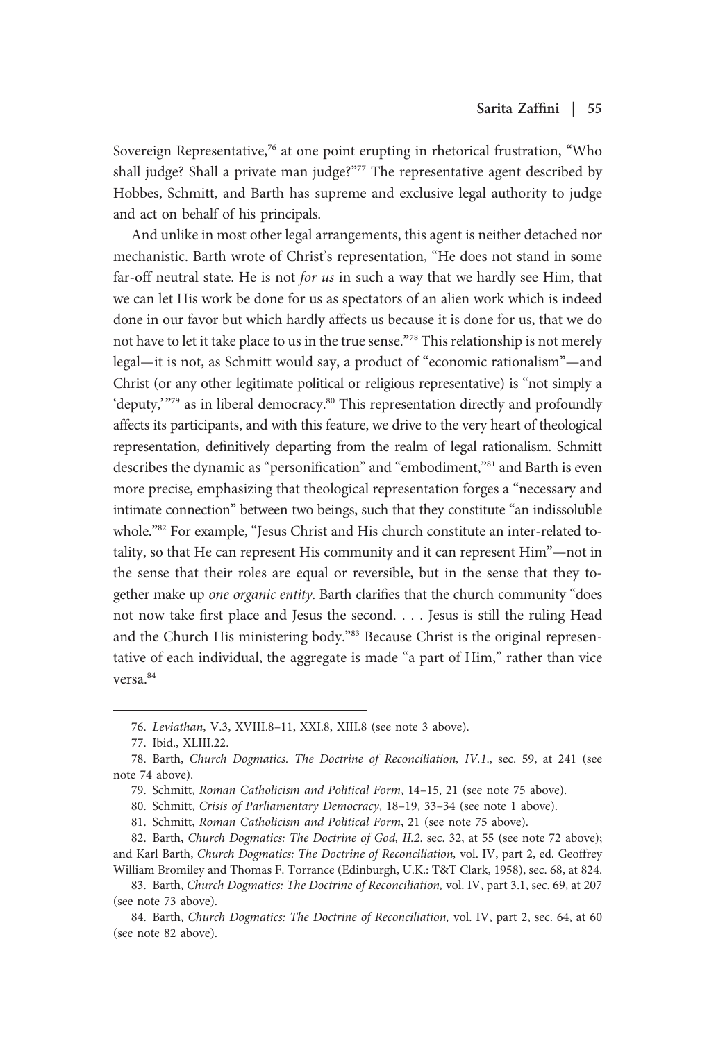Sovereign Representative,[76] at one point erupting in rhetorical frustration, "Who shall judge? Shall a private man judge?"[77] The representative agent described by Hobbes, Schmitt, and Barth has supreme and exclusive legal authority to judge and act on behalf of his principals.

And unlike in most other legal arrangements, this agent is neither detached nor mechanistic. Barth wrote of Christ's representation, "He does not stand in some far-off neutral state. He is not *for us* in such a way that we hardly see Him, that we can let His work be done for us as spectators of an alien work which is indeed done in our favor but which hardly affects us because it is done for us, that we do not have to let it take place to us in the true sense."[78] This relationship is not merely legal—it is not, as Schmitt would say, a product of "economic rationalism"—and Christ (or any other legitimate political or religious representative) is "not simply a 'deputy,'"[79] as in liberal democracy.[80] This representation directly and profoundly affects its participants, and with this feature, we drive to the very heart of theological representation, definitively departing from the realm of legal rationalism. Schmitt describes the dynamic as "personification" and "embodiment,"[81] and Barth is even more precise, emphasizing that theological representation forges a "necessary and intimate connection" between two beings, such that they constitute "an indissoluble whole."[82] For example, "Jesus Christ and His church constitute an inter-related totality, so that He can represent His community and it can represent Him"—not in the sense that their roles are equal or reversible, but in the sense that they together make up *one organic entity*. Barth clarifies that the church community "does not now take first place and Jesus the second. . . . Jesus is still the ruling Head and the Church His ministering body."[83] Because Christ is the original representative of each individual, the aggregate is made "a part of Him," rather than vice versa.[84]

---

76. *Leviathan*, V.3, XVIII.8–11, XXI.8, XIII.8 (see note 3 above).

77. Ibid., XLIII.22.

78. Barth, *Church Dogmatics. The Doctrine of Reconciliation, IV.1.*, sec. 59, at 241 (see note 74 above).

79. Schmitt, *Roman Catholicism and Political Form*, 14–15, 21 (see note 75 above).

80. Schmitt, *Crisis of Parliamentary Democracy*, 18–19, 33–34 (see note 1 above).

81. Schmitt, *Roman Catholicism and Political Form*, 21 (see note 75 above).

82. Barth, *Church Dogmatics: The Doctrine of God, II.2.* sec. 32, at 55 (see note 72 above); and Karl Barth, *Church Dogmatics: The Doctrine of Reconciliation,* vol. IV, part 2, ed. Geoffrey William Bromiley and Thomas F. Torrance (Edinburgh, U.K.: T&T Clark, 1958), sec. 68, at 824.

83. Barth, *Church Dogmatics: The Doctrine of Reconciliation,* vol. IV, part 3.1, sec. 69, at 207 (see note 73 above).

84. Barth, *Church Dogmatics: The Doctrine of Reconciliation,* vol. IV, part 2, sec. 64, at 60 (see note 82 above).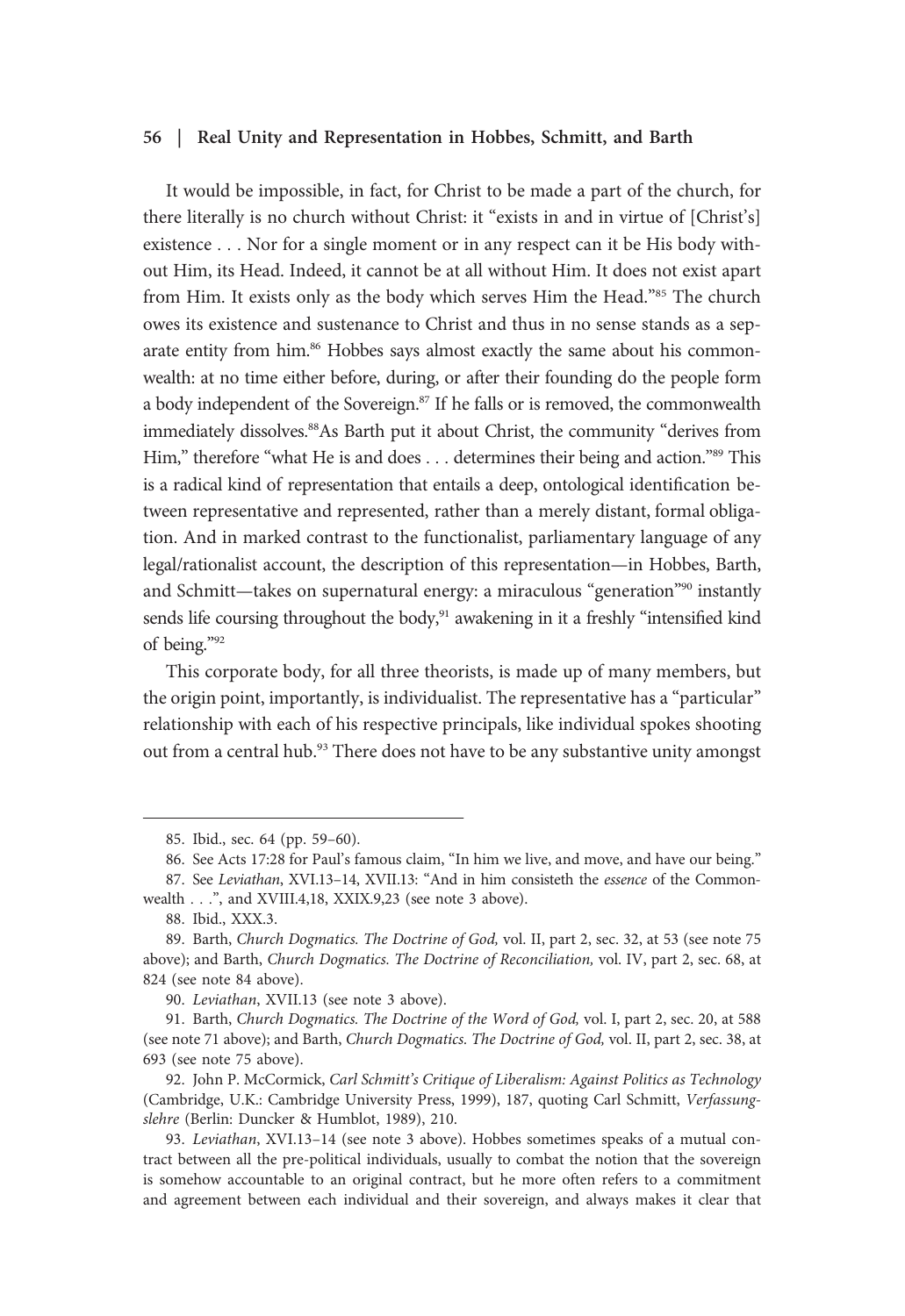It would be impossible, in fact, for Christ to be made a part of the church, for there literally is no church without Christ: it "exists in and in virtue of [Christ's] existence . . . Nor for a single moment or in any respect can it be His body without Him, its Head. Indeed, it cannot be at all without Him. It does not exist apart from Him. It exists only as the body which serves Him the Head."[85] The church owes its existence and sustenance to Christ and thus in no sense stands as a separate entity from him.[86] Hobbes says almost exactly the same about his commonwealth: at no time either before, during, or after their founding do the people form a body independent of the Sovereign.[87] If he falls or is removed, the commonwealth immediately dissolves.[88] As Barth put it about Christ, the community "derives from Him," therefore "what He is and does . . . determines their being and action."[89] This is a radical kind of representation that entails a deep, ontological identification between representative and represented, rather than a merely distant, formal obligation. And in marked contrast to the functionalist, parliamentary language of any legal/rationalist account, the description of this representation—in Hobbes, Barth, and Schmitt—takes on supernatural energy: a miraculous "generation"[90] instantly sends life coursing throughout the body,[91] awakening in it a freshly "intensified kind of being."[92]

This corporate body, for all three theorists, is made up of many members, but the origin point, importantly, is individualist. The representative has a "particular" relationship with each of his respective principals, like individual spokes shooting out from a central hub.[93] There does not have to be any substantive unity amongst

---

85. Ibid., sec. 64 (pp. 59–60).

86. See Acts 17:28 for Paul's famous claim, "In him we live, and move, and have our being."

87. See *Leviathan*, XVI.13–14, XVII.13: "And in him consisteth the *essence* of the Commonwealth . . .", and XVIII.4,18, XXIX.9,23 (see note 3 above).

88. Ibid., XXX.3.

89. Barth, *Church Dogmatics. The Doctrine of God,* vol. II, part 2, sec. 32, at 53 (see note 75 above); and Barth, *Church Dogmatics. The Doctrine of Reconciliation,* vol. IV, part 2, sec. 68, at 824 (see note 84 above).

90. *Leviathan*, XVII.13 (see note 3 above).

91. Barth, *Church Dogmatics. The Doctrine of the Word of God,* vol. I, part 2, sec. 20, at 588 (see note 71 above); and Barth, *Church Dogmatics. The Doctrine of God,* vol. II, part 2, sec. 38, at 693 (see note 75 above).

92. John P. McCormick, *Carl Schmitt's Critique of Liberalism: Against Politics as Technology* (Cambridge, U.K.: Cambridge University Press, 1999), 187, quoting Carl Schmitt, *Verfassungslehre* (Berlin: Duncker & Humblot, 1989), 210.

93. *Leviathan*, XVI.13–14 (see note 3 above). Hobbes sometimes speaks of a mutual contract between all the pre-political individuals, usually to combat the notion that the sovereign is somehow accountable to an original contract, but he more often refers to a commitment and agreement between each individual and their sovereign, and always makes it clear that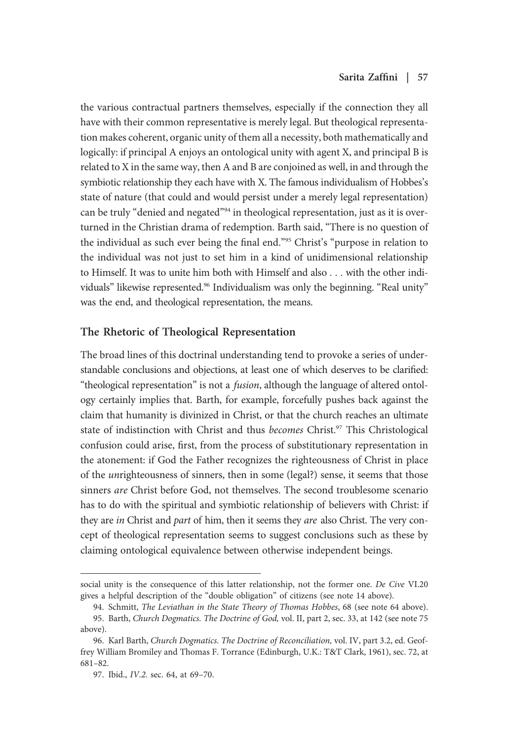the various contractual partners themselves, especially if the connection they all have with their common representative is merely legal. But theological representation makes coherent, organic unity of them all a necessity, both mathematically and logically: if principal A enjoys an ontological unity with agent X, and principal B is related to X in the same way, then A and B are conjoined as well, in and through the symbiotic relationship they each have with X. The famous individualism of Hobbes's state of nature (that could and would persist under a merely legal representation) can be truly "denied and negated"[94] in theological representation, just as it is overturned in the Christian drama of redemption. Barth said, "There is no question of the individual as such ever being the final end."[95] Christ's "purpose in relation to the individual was not just to set him in a kind of unidimensional relationship to Himself. It was to unite him both with Himself and also . . . with the other individuals" likewise represented.[96] Individualism was only the beginning. "Real unity" was the end, and theological representation, the means.

## The Rhetoric of Theological Representation

The broad lines of this doctrinal understanding tend to provoke a series of understandable conclusions and objections, at least one of which deserves to be clarified: "theological representation" is not a *fusion*, although the language of altered ontology certainly implies that. Barth, for example, forcefully pushes back against the claim that humanity is divinized in Christ, or that the church reaches an ultimate state of indistinction with Christ and thus *becomes* Christ.[97] This Christological confusion could arise, first, from the process of substitutionary representation in the atonement: if God the Father recognizes the righteousness of Christ in place of the *un*righteousness of sinners, then in some (legal?) sense, it seems that those sinners *are* Christ before God, not themselves. The second troublesome scenario has to do with the spiritual and symbiotic relationship of believers with Christ: if they are *in* Christ and *part* of him, then it seems they *are* also Christ. The very concept of theological representation seems to suggest conclusions such as these by claiming ontological equivalence between otherwise independent beings.

---

social unity is the consequence of this latter relationship, not the former one. *De Cive* VI.20 gives a helpful description of the "double obligation" of citizens (see note 14 above).

94. Schmitt, *The Leviathan in the State Theory of Thomas Hobbes*, 68 (see note 64 above).

95. Barth, *Church Dogmatics. The Doctrine of God,* vol. II, part 2, sec. 33, at 142 (see note 75 above).

96. Karl Barth, *Church Dogmatics. The Doctrine of Reconciliation,* vol. IV, part 3.2, ed. Geoffrey William Bromiley and Thomas F. Torrance (Edinburgh, U.K.: T&T Clark, 1961), sec. 72, at 681–82.

97. Ibid., *IV.2.* sec. 64, at 69–70.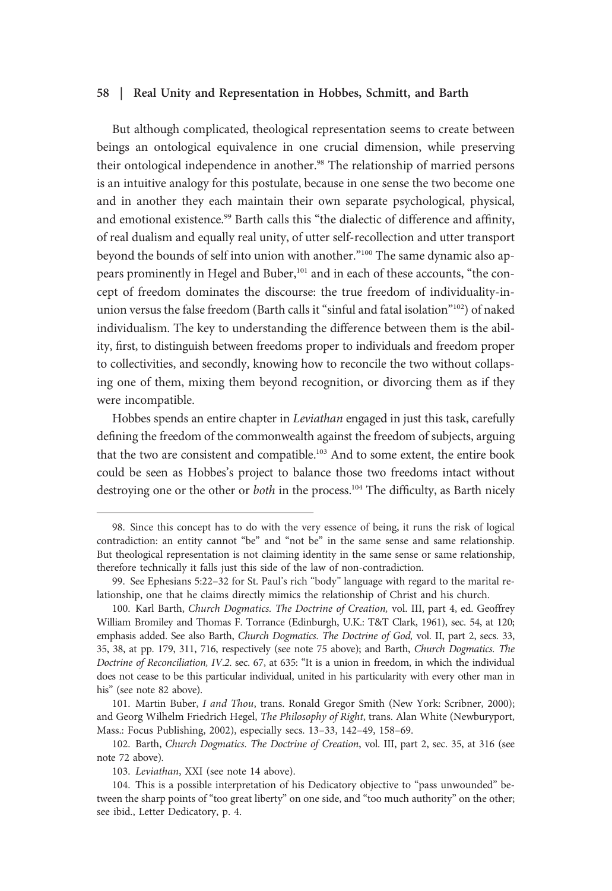But although complicated, theological representation seems to create between beings an ontological equivalence in one crucial dimension, while preserving their ontological independence in another.[98] The relationship of married persons is an intuitive analogy for this postulate, because in one sense the two become one and in another they each maintain their own separate psychological, physical, and emotional existence.[99] Barth calls this "the dialectic of difference and affinity, of real dualism and equally real unity, of utter self-recollection and utter transport beyond the bounds of self into union with another."[100] The same dynamic also appears prominently in Hegel and Buber,[101] and in each of these accounts, "the concept of freedom dominates the discourse: the true freedom of individuality-in-union versus the false freedom (Barth calls it "sinful and fatal isolation"[102]) of naked individualism. The key to understanding the difference between them is the ability, first, to distinguish between freedoms proper to individuals and freedom proper to collectivities, and secondly, knowing how to reconcile the two without collapsing one of them, mixing them beyond recognition, or divorcing them as if they were incompatible.

Hobbes spends an entire chapter in *Leviathan* engaged in just this task, carefully defining the freedom of the commonwealth against the freedom of subjects, arguing that the two are consistent and compatible.[103] And to some extent, the entire book could be seen as Hobbes's project to balance those two freedoms intact without destroying one or the other or *both* in the process.[104] The difficulty, as Barth nicely

---

98. Since this concept has to do with the very essence of being, it runs the risk of logical contradiction: an entity cannot "be" and "not be" in the same sense and same relationship. But theological representation is not claiming identity in the same sense or same relationship, therefore technically it falls just this side of the law of non-contradiction.

99. See Ephesians 5:22–32 for St. Paul's rich "body" language with regard to the marital relationship, one that he claims directly mimics the relationship of Christ and his church.

100. Karl Barth, *Church Dogmatics. The Doctrine of Creation,* vol. III, part 4, ed. Geoffrey William Bromiley and Thomas F. Torrance (Edinburgh, U.K.: T&T Clark, 1961), sec. 54, at 120; emphasis added. See also Barth, *Church Dogmatics. The Doctrine of God,* vol. II, part 2, secs. 33, 35, 38, at pp. 179, 311, 716, respectively (see note 75 above); and Barth, *Church Dogmatics. The Doctrine of Reconciliation, IV.2.* sec. 67, at 635: "It is a union in freedom, in which the individual does not cease to be this particular individual, united in his particularity with every other man in his" (see note 82 above).

101. Martin Buber, *I and Thou*, trans. Ronald Gregor Smith (New York: Scribner, 2000); and Georg Wilhelm Friedrich Hegel, *The Philosophy of Right*, trans. Alan White (Newburyport, Mass.: Focus Publishing, 2002), especially secs. 13–33, 142–49, 158–69.

102. Barth, *Church Dogmatics. The Doctrine of Creation*, vol. III, part 2, sec. 35, at 316 (see note 72 above).

103. *Leviathan*, XXI (see note 14 above).

104. This is a possible interpretation of his Dedicatory objective to "pass unwounded" between the sharp points of "too great liberty" on one side, and "too much authority" on the other; see ibid., Letter Dedicatory, p. 4.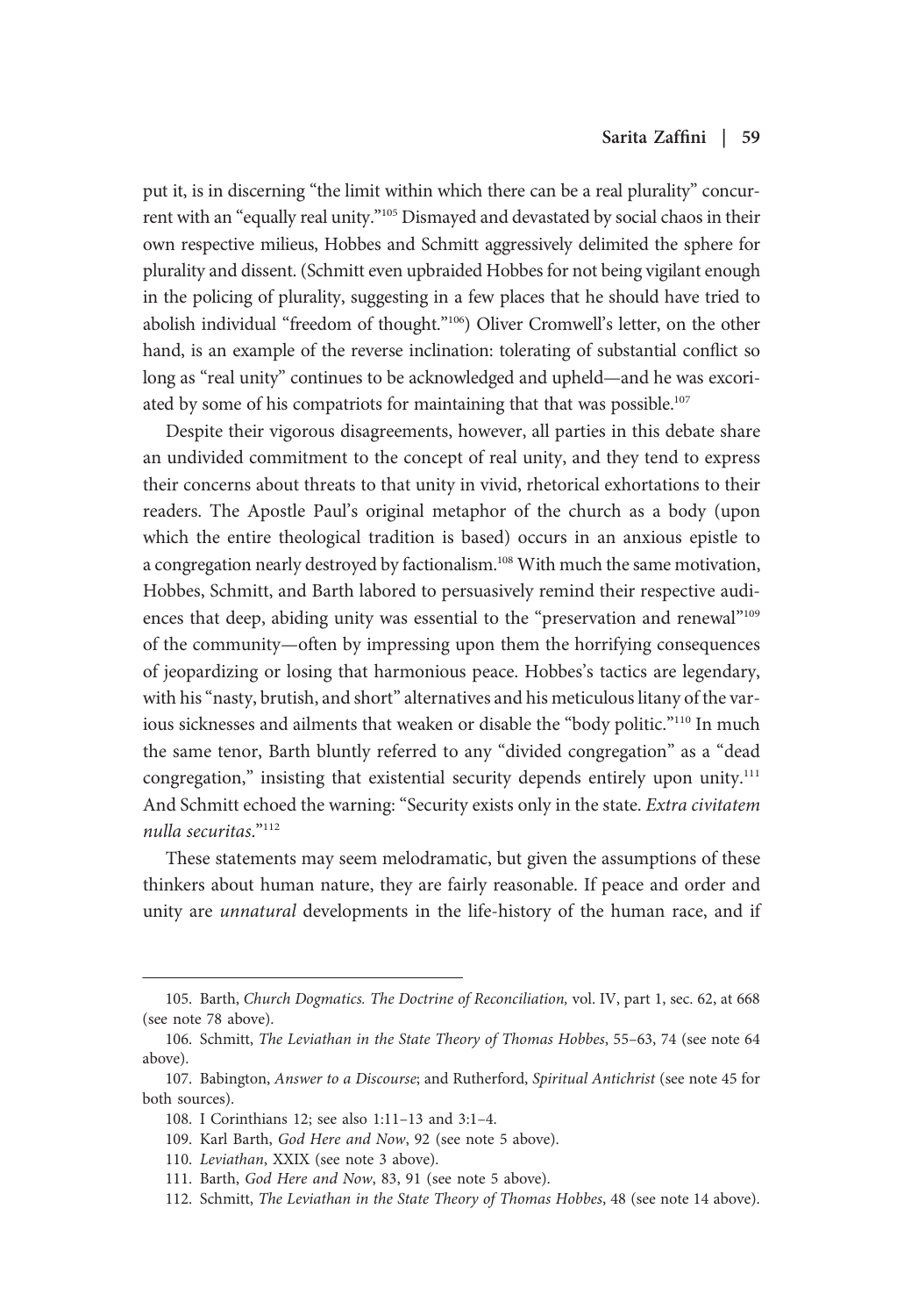put it, is in discerning "the limit within which there can be a real plurality" concurrent with an "equally real unity."[105] Dismayed and devastated by social chaos in their own respective milieus, Hobbes and Schmitt aggressively delimited the sphere for plurality and dissent. (Schmitt even upbraided Hobbes for not being vigilant enough in the policing of plurality, suggesting in a few places that he should have tried to abolish individual "freedom of thought."[106]) Oliver Cromwell's letter, on the other hand, is an example of the reverse inclination: tolerating of substantial conflict so long as "real unity" continues to be acknowledged and upheld—and he was excoriated by some of his compatriots for maintaining that that was possible.[107]

Despite their vigorous disagreements, however, all parties in this debate share an undivided commitment to the concept of real unity, and they tend to express their concerns about threats to that unity in vivid, rhetorical exhortations to their readers. The Apostle Paul's original metaphor of the church as a body (upon which the entire theological tradition is based) occurs in an anxious epistle to a congregation nearly destroyed by factionalism.[108] With much the same motivation, Hobbes, Schmitt, and Barth labored to persuasively remind their respective audiences that deep, abiding unity was essential to the "preservation and renewal"[109] of the community—often by impressing upon them the horrifying consequences of jeopardizing or losing that harmonious peace. Hobbes's tactics are legendary, with his "nasty, brutish, and short" alternatives and his meticulous litany of the various sicknesses and ailments that weaken or disable the "body politic."[110] In much the same tenor, Barth bluntly referred to any "divided congregation" as a "dead congregation," insisting that existential security depends entirely upon unity.[111] And Schmitt echoed the warning: "Security exists only in the state. *Extra civitatem nulla securitas*."[112]

These statements may seem melodramatic, but given the assumptions of these thinkers about human nature, they are fairly reasonable. If peace and order and unity are *unnatural* developments in the life-history of the human race, and if

---

105. Barth, *Church Dogmatics. The Doctrine of Reconciliation,* vol. IV, part 1, sec. 62, at 668 (see note 78 above).

106. Schmitt, *The Leviathan in the State Theory of Thomas Hobbes*, 55–63, 74 (see note 64 above).

107. Babington, *Answer to a Discourse*; and Rutherford, *Spiritual Antichrist* (see note 45 for both sources).

108. I Corinthians 12; see also 1:11–13 and 3:1–4.

109. Karl Barth, *God Here and Now*, 92 (see note 5 above).

110. *Leviathan*, XXIX (see note 3 above).

111. Barth, *God Here and Now*, 83, 91 (see note 5 above).

112. Schmitt, *The Leviathan in the State Theory of Thomas Hobbes*, 48 (see note 14 above).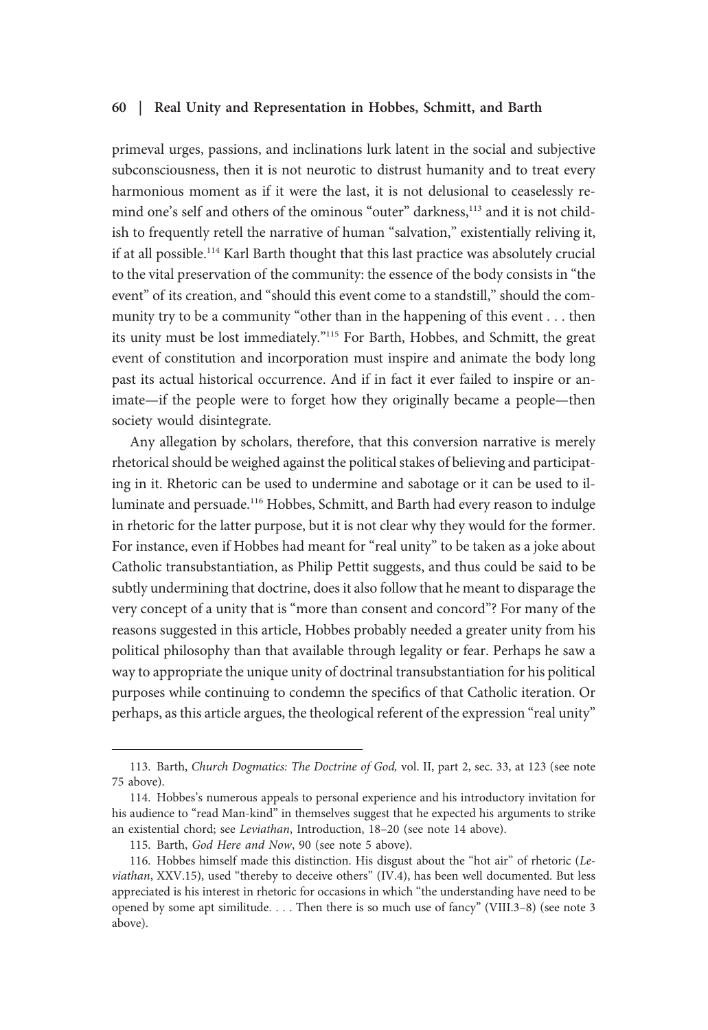primeval urges, passions, and inclinations lurk latent in the social and subjective subconsciousness, then it is not neurotic to distrust humanity and to treat every harmonious moment as if it were the last, it is not delusional to ceaselessly remind one's self and others of the ominous "outer" darkness,[113] and it is not childish to frequently retell the narrative of human "salvation," existentially reliving it, if at all possible.[114] Karl Barth thought that this last practice was absolutely crucial to the vital preservation of the community: the essence of the body consists in "the event" of its creation, and "should this event come to a standstill," should the community try to be a community "other than in the happening of this event . . . then its unity must be lost immediately."[115] For Barth, Hobbes, and Schmitt, the great event of constitution and incorporation must inspire and animate the body long past its actual historical occurrence. And if in fact it ever failed to inspire or animate—if the people were to forget how they originally became a people—then society would disintegrate.

Any allegation by scholars, therefore, that this conversion narrative is merely rhetorical should be weighed against the political stakes of believing and participating in it. Rhetoric can be used to undermine and sabotage or it can be used to illuminate and persuade.[116] Hobbes, Schmitt, and Barth had every reason to indulge in rhetoric for the latter purpose, but it is not clear why they would for the former. For instance, even if Hobbes had meant for "real unity" to be taken as a joke about Catholic transubstantiation, as Philip Pettit suggests, and thus could be said to be subtly undermining that doctrine, does it also follow that he meant to disparage the very concept of a unity that is "more than consent and concord"? For many of the reasons suggested in this article, Hobbes probably needed a greater unity from his political philosophy than that available through legality or fear. Perhaps he saw a way to appropriate the unique unity of doctrinal transubstantiation for his political purposes while continuing to condemn the specifics of that Catholic iteration. Or perhaps, as this article argues, the theological referent of the expression "real unity"

---

113. Barth, *Church Dogmatics: The Doctrine of God,* vol. II, part 2, sec. 33, at 123 (see note 75 above).

114. Hobbes's numerous appeals to personal experience and his introductory invitation for his audience to "read Man-kind" in themselves suggest that he expected his arguments to strike an existential chord; see *Leviathan*, Introduction, 18–20 (see note 14 above).

115. Barth, *God Here and Now*, 90 (see note 5 above).

116. Hobbes himself made this distinction. His disgust about the "hot air" of rhetoric (*Leviathan*, XXV.15), used "thereby to deceive others" (IV.4), has been well documented. But less appreciated is his interest in rhetoric for occasions in which "the understanding have need to be opened by some apt similitude. . . . Then there is so much use of fancy" (VIII.3–8) (see note 3 above).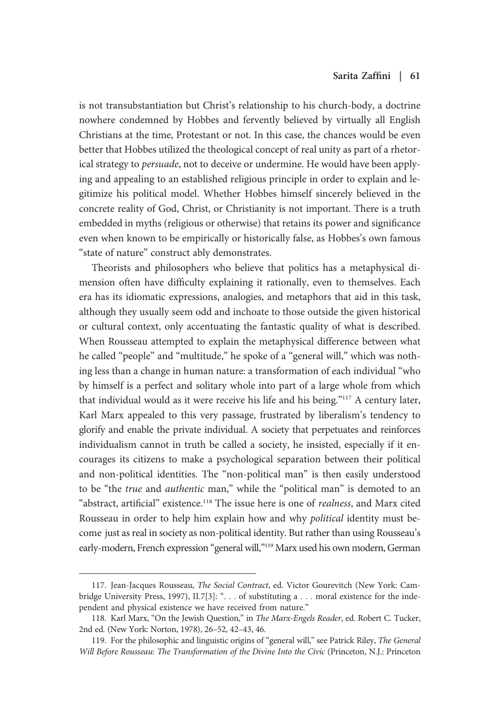is not transubstantiation but Christ's relationship to his church-body, a doctrine nowhere condemned by Hobbes and fervently believed by virtually all English Christians at the time, Protestant or not. In this case, the chances would be even better that Hobbes utilized the theological concept of real unity as part of a rhetorical strategy to *persuade*, not to deceive or undermine. He would have been applying and appealing to an established religious principle in order to explain and legitimize his political model. Whether Hobbes himself sincerely believed in the concrete reality of God, Christ, or Christianity is not important. There is a truth embedded in myths (religious or otherwise) that retains its power and significance even when known to be empirically or historically false, as Hobbes's own famous "state of nature" construct ably demonstrates.

Theorists and philosophers who believe that politics has a metaphysical dimension often have difficulty explaining it rationally, even to themselves. Each era has its idiomatic expressions, analogies, and metaphors that aid in this task, although they usually seem odd and inchoate to those outside the given historical or cultural context, only accentuating the fantastic quality of what is described. When Rousseau attempted to explain the metaphysical difference between what he called "people" and "multitude," he spoke of a "general will," which was nothing less than a change in human nature: a transformation of each individual "who by himself is a perfect and solitary whole into part of a large whole from which that individual would as it were receive his life and his being."[117] A century later, Karl Marx appealed to this very passage, frustrated by liberalism's tendency to glorify and enable the private individual. A society that perpetuates and reinforces individualism cannot in truth be called a society, he insisted, especially if it encourages its citizens to make a psychological separation between their political and non-political identities. The "non-political man" is then easily understood to be "the *true* and *authentic* man," while the "political man" is demoted to an "abstract, artificial" existence.[118] The issue here is one of *realness*, and Marx cited Rousseau in order to help him explain how and why *political* identity must become just as real in society as non-political identity. But rather than using Rousseau's early-modern, French expression "general will,"[119] Marx used his own modern, German

117. Jean-Jacques Rousseau, *The Social Contract*, ed. Victor Gourevitch (New York: Cambridge University Press, 1997), II.7[3]: ". . . of substituting a . . . moral existence for the independent and physical existence we have received from nature."

118. Karl Marx, "On the Jewish Question," in *The Marx-Engels Reader*, ed. Robert C. Tucker, 2nd ed. (New York: Norton, 1978), 26–52, 42–43, 46.

119. For the philosophic and linguistic origins of "general will," see Patrick Riley, *The General Will Before Rousseau: The Transformation of the Divine Into the Civic* (Princeton, N.J.: Princeton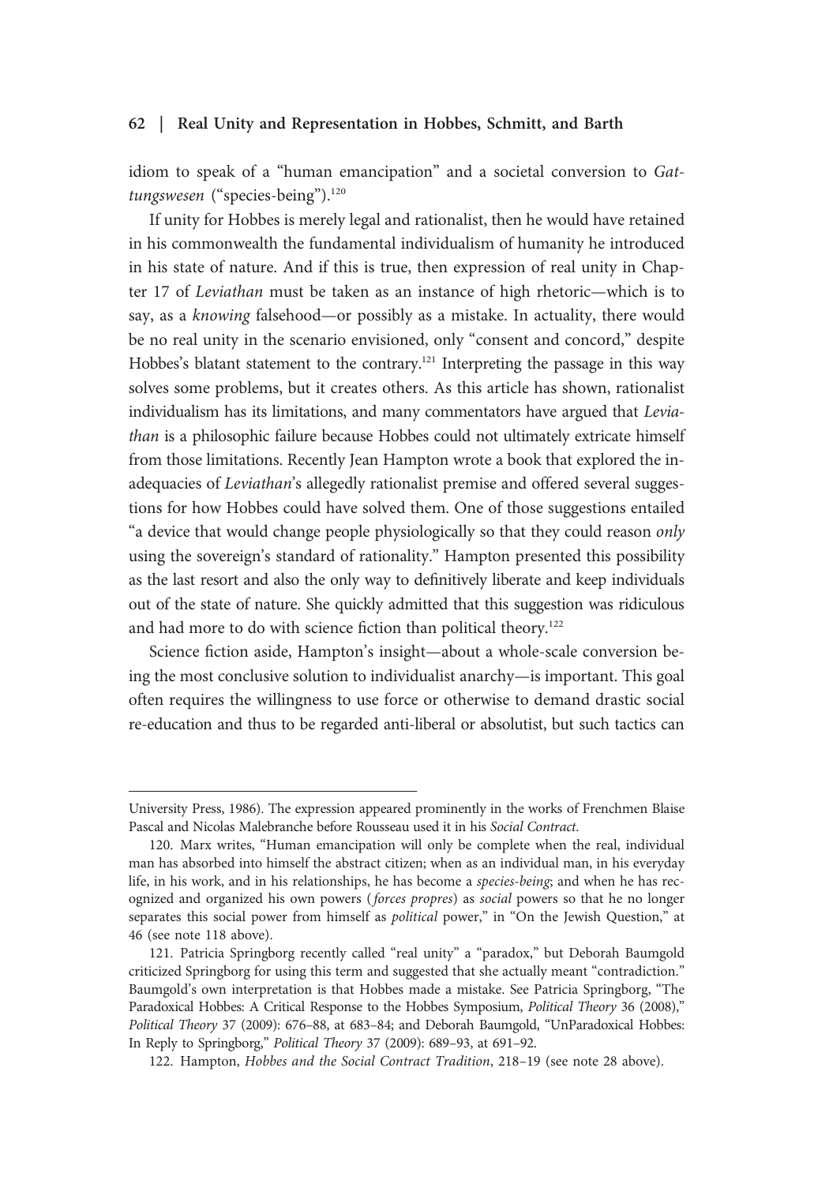idiom to speak of a "human emancipation" and a societal conversion to *Gattungswesen* ("species-being").[120]

If unity for Hobbes is merely legal and rationalist, then he would have retained in his commonwealth the fundamental individualism of humanity he introduced in his state of nature. And if this is true, then expression of real unity in Chapter 17 of *Leviathan* must be taken as an instance of high rhetoric—which is to say, as a *knowing* falsehood—or possibly as a mistake. In actuality, there would be no real unity in the scenario envisioned, only "consent and concord," despite Hobbes's blatant statement to the contrary.[121] Interpreting the passage in this way solves some problems, but it creates others. As this article has shown, rationalist individualism has its limitations, and many commentators have argued that *Leviathan* is a philosophic failure because Hobbes could not ultimately extricate himself from those limitations. Recently Jean Hampton wrote a book that explored the inadequacies of *Leviathan*'s allegedly rationalist premise and offered several suggestions for how Hobbes could have solved them. One of those suggestions entailed "a device that would change people physiologically so that they could reason *only* using the sovereign's standard of rationality." Hampton presented this possibility as the last resort and also the only way to definitively liberate and keep individuals out of the state of nature. She quickly admitted that this suggestion was ridiculous and had more to do with science fiction than political theory.[122]

Science fiction aside, Hampton's insight—about a whole-scale conversion being the most conclusive solution to individualist anarchy—is important. This goal often requires the willingness to use force or otherwise to demand drastic social re-education and thus to be regarded anti-liberal or absolutist, but such tactics can

---

University Press, 1986). The expression appeared prominently in the works of Frenchmen Blaise Pascal and Nicolas Malebranche before Rousseau used it in his *Social Contract*.

120. Marx writes, "Human emancipation will only be complete when the real, individual man has absorbed into himself the abstract citizen; when as an individual man, in his everyday life, in his work, and in his relationships, he has become a *species-being*; and when he has recognized and organized his own powers (*forces propres*) as *social* powers so that he no longer separates this social power from himself as *political* power," in "On the Jewish Question," at 46 (see note 118 above).

121. Patricia Springborg recently called "real unity" a "paradox," but Deborah Baumgold criticized Springborg for using this term and suggested that she actually meant "contradiction." Baumgold's own interpretation is that Hobbes made a mistake. See Patricia Springborg, "The Paradoxical Hobbes: A Critical Response to the Hobbes Symposium, *Political Theory* 36 (2008)," *Political Theory* 37 (2009): 676–88, at 683–84; and Deborah Baumgold, "UnParadoxical Hobbes: In Reply to Springborg," *Political Theory* 37 (2009): 689–93, at 691–92.

122. Hampton, *Hobbes and the Social Contract Tradition*, 218–19 (see note 28 above).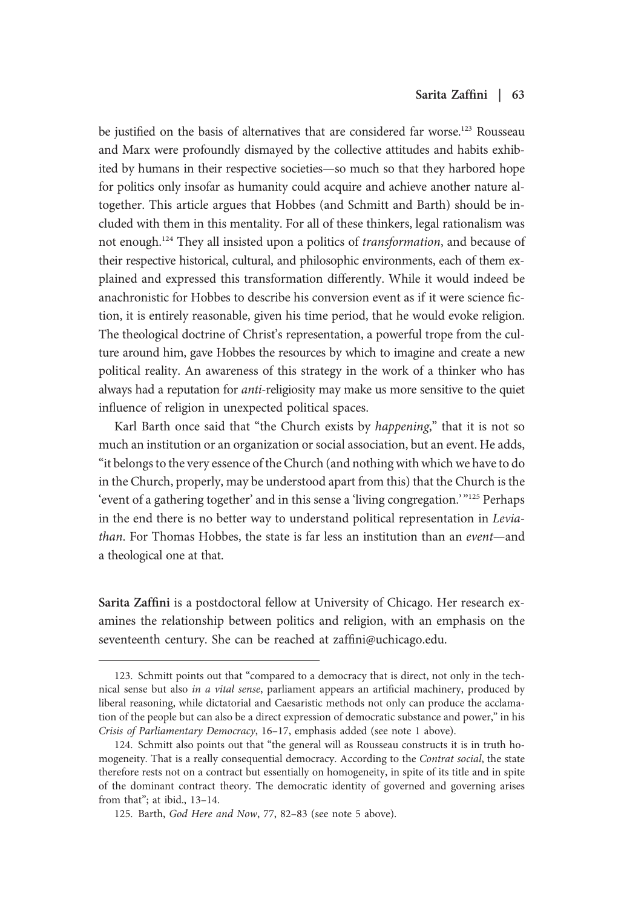be justified on the basis of alternatives that are considered far worse.[123] Rousseau and Marx were profoundly dismayed by the collective attitudes and habits exhibited by humans in their respective societies—so much so that they harbored hope for politics only insofar as humanity could acquire and achieve another nature altogether. This article argues that Hobbes (and Schmitt and Barth) should be included with them in this mentality. For all of these thinkers, legal rationalism was not enough.[124] They all insisted upon a politics of *transformation*, and because of their respective historical, cultural, and philosophic environments, each of them explained and expressed this transformation differently. While it would indeed be anachronistic for Hobbes to describe his conversion event as if it were science fiction, it is entirely reasonable, given his time period, that he would evoke religion. The theological doctrine of Christ's representation, a powerful trope from the culture around him, gave Hobbes the resources by which to imagine and create a new political reality. An awareness of this strategy in the work of a thinker who has always had a reputation for *anti*-religiosity may make us more sensitive to the quiet influence of religion in unexpected political spaces.

Karl Barth once said that "the Church exists by *happening*," that it is not so much an institution or an organization or social association, but an event. He adds, "it belongs to the very essence of the Church (and nothing with which we have to do in the Church, properly, may be understood apart from this) that the Church is the 'event of a gathering together' and in this sense a 'living congregation.'"[125] Perhaps in the end there is no better way to understand political representation in *Leviathan*. For Thomas Hobbes, the state is far less an institution than an *event*—and a theological one at that.

**Sarita Zaffini** is a postdoctoral fellow at University of Chicago. Her research examines the relationship between politics and religion, with an emphasis on the seventeenth century. She can be reached at zaffini@uchicago.edu.

---

123. Schmitt points out that "compared to a democracy that is direct, not only in the technical sense but also *in a vital sense*, parliament appears an artificial machinery, produced by liberal reasoning, while dictatorial and Caesaristic methods not only can produce the acclamation of the people but can also be a direct expression of democratic substance and power," in his *Crisis of Parliamentary Democracy*, 16–17, emphasis added (see note 1 above).

124. Schmitt also points out that "the general will as Rousseau constructs it is in truth homogeneity. That is a really consequential democracy. According to the *Contrat social*, the state therefore rests not on a contract but essentially on homogeneity, in spite of its title and in spite of the dominant contract theory. The democratic identity of governed and governing arises from that"; at ibid., 13–14.

125. Barth, *God Here and Now*, 77, 82–83 (see note 5 above).